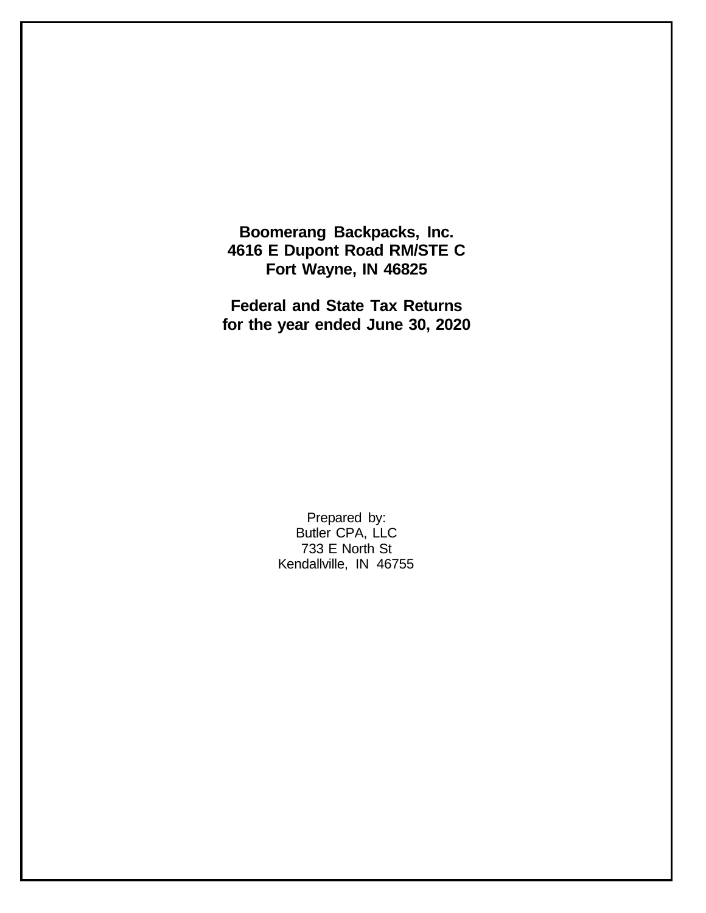**Boomerang Backpacks, Inc.**
**4616 E Dupont Road RM/STE C**
**Fort Wayne, IN 46825**

**Federal and State Tax Returns**
**for the year ended June 30, 2020**

Prepared by:
Butler CPA, LLC
733 E North St
Kendallville, IN 46755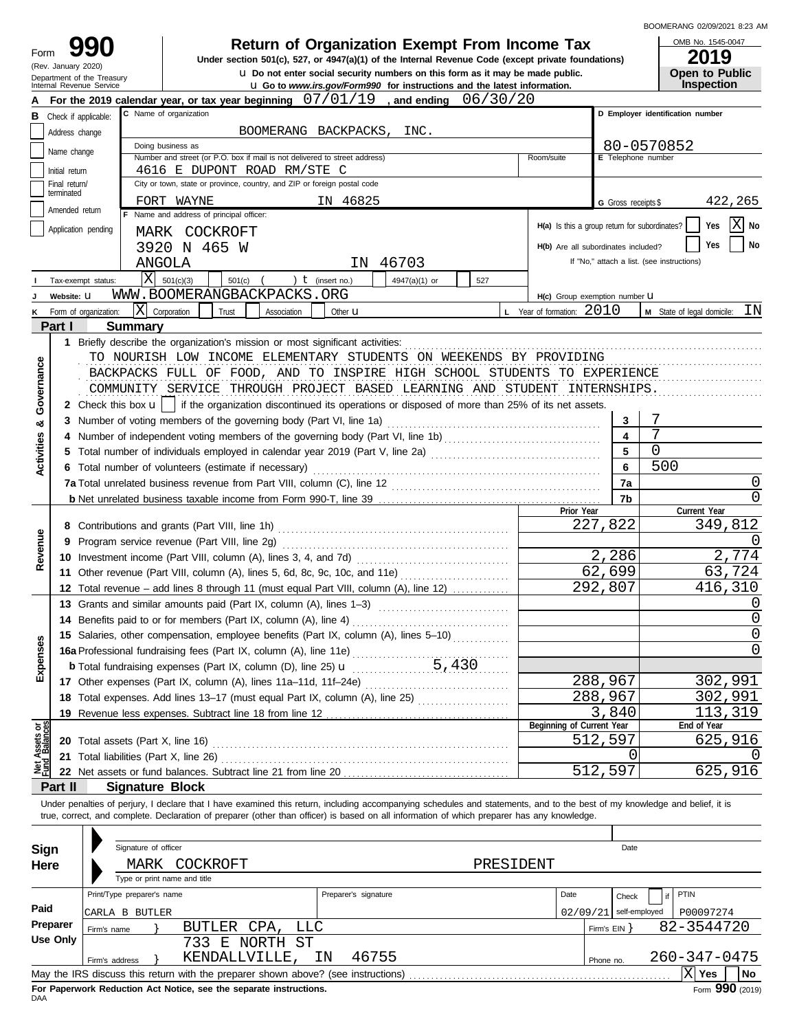# Form 990 — Return of Organization Exempt From Income Tax

(Rev. January 2020)
Department of the Treasury
Internal Revenue Service

**Under section 501(c), 527, or 4947(a)(1) of the Internal Revenue Code (except private foundations)**

u Do not enter social security numbers on this form as it may be made public.
u Go to *www.irs.gov/Form990* for instructions and the latest information.

OMB No. 1545-0047
**2019**
**Open to Public Inspection**

**A** For the 2019 calendar year, or tax year beginning 07/01/19, and ending 06/30/20

**B** Check if applicable:
- Address change
- Name change
- Initial return
- Final return/terminated
- Amended return
- Application pending

**C** Name of organization: BOOMERANG BACKPACKS, INC.

Doing business as

Number and street (or P.O. box if mail is not delivered to street address): 4616 E DUPONT ROAD RM/STE C — Room/suite

City or town, state or province, country, and ZIP or foreign postal code: FORT WAYNE IN 46825

**D** Employer identification number: 80-0570852

**E** Telephone number

**G** Gross receipts $ 422,265

**F** Name and address of principal officer:
MARK COCKROFT
3920 N 465 W
ANGOLA IN 46703

**H(a)** Is this a group return for subordinates? Yes [ ] No [X]
**H(b)** Are all subordinates included? Yes [ ] No [ ]
If "No," attach a list. (see instructions)

**I** Tax-exempt status: [X] 501(c)(3) [ ] 501(c) ( ) t (insert no.) [ ] 4947(a)(1) or [ ] 527

**J** Website: u WWW.BOOMERANGBACKPACKS.ORG

**H(c)** Group exemption number u

**K** Form of organization: [X] Corporation [ ] Trust [ ] Association [ ] Other u

**L** Year of formation: 2010

**M** State of legal domicile: IN

## Part I Summary

**Activities & Governance**

1 Briefly describe the organization's mission or most significant activities:
TO NOURISH LOW INCOME ELEMENTARY STUDENTS ON WEEKENDS BY PROVIDING BACKPACKS FULL OF FOOD, AND TO INSPIRE HIGH SCHOOL STUDENTS TO EXPERIENCE COMMUNITY SERVICE THROUGH PROJECT BASED LEARNING AND STUDENT INTERNSHIPS.

2 Check this box u [ ] if the organization discontinued its operations or disposed of more than 25% of its net assets.

| Line | Description | No. | Value |
|---|---|---|---|
| 3 | Number of voting members of the governing body (Part VI, line 1a) | 3 | 7 |
| 4 | Number of independent voting members of the governing body (Part VI, line 1b) | 4 | 7 |
| 5 | Total number of individuals employed in calendar year 2019 (Part V, line 2a) | 5 | 0 |
| 6 | Total number of volunteers (estimate if necessary) | 6 | 500 |
| 7a | Total unrelated business revenue from Part VIII, column (C), line 12 | 7a | 0 |
| b | Net unrelated business taxable income from Form 990-T, line 39 | 7b | 0 |

| | Line | Description | Prior Year | Current Year |
|---|---|---|---|---|
| Revenue | 8 | Contributions and grants (Part VIII, line 1h) | 227,822 | 349,812 |
| | 9 | Program service revenue (Part VIII, line 2g) | | 0 |
| | 10 | Investment income (Part VIII, column (A), lines 3, 4, and 7d) | 2,286 | 2,774 |
| | 11 | Other revenue (Part VIII, column (A), lines 5, 6d, 8c, 9c, 10c, and 11e) | 62,699 | 63,724 |
| | 12 | Total revenue – add lines 8 through 11 (must equal Part VIII, column (A), line 12) | 292,807 | 416,310 |
| Expenses | 13 | Grants and similar amounts paid (Part IX, column (A), lines 1–3) | | 0 |
| | 14 | Benefits paid to or for members (Part IX, column (A), line 4) | | 0 |
| | 15 | Salaries, other compensation, employee benefits (Part IX, column (A), lines 5–10) | | 0 |
| | 16a | Professional fundraising fees (Part IX, column (A), line 11e) | | 0 |
| | b | Total fundraising expenses (Part IX, column (D), line 25) u 5,430 | | |
| | 17 | Other expenses (Part IX, column (A), lines 11a–11d, 11f–24e) | 288,967 | 302,991 |
| | 18 | Total expenses. Add lines 13–17 (must equal Part IX, column (A), line 25) | 288,967 | 302,991 |
| | 19 | Revenue less expenses. Subtract line 18 from line 12 | 3,840 | 113,319 |

| | Line | Description | Beginning of Current Year | End of Year |
|---|---|---|---|---|
| Net Assets or Fund Balances | 20 | Total assets (Part X, line 16) | 512,597 | 625,916 |
| | 21 | Total liabilities (Part X, line 26) | 0 | 0 |
| | 22 | Net assets or fund balances. Subtract line 21 from line 20 | 512,597 | 625,916 |

## Part II Signature Block

Under penalties of perjury, I declare that I have examined this return, including accompanying schedules and statements, and to the best of my knowledge and belief, it is true, correct, and complete. Declaration of preparer (other than officer) is based on all information of which preparer has any knowledge.

**Sign Here**

Signature of officer — Date

MARK COCKROFT PRESIDENT
Type or print name and title

**Paid Preparer Use Only**

| Print/Type preparer's name | Preparer's signature | Date | Check if self-employed | PTIN |
|---|---|---|---|---|
| CARLA B BUTLER | | 02/09/21 | | P00097274 |

Firm's name } BUTLER CPA, LLC — Firm's EIN } 82-3544720

Firm's address } 733 E NORTH ST KENDALLVILLE, IN 46755 — Phone no. 260-347-0475

May the IRS discuss this return with the preparer shown above? (see instructions) [X] Yes [ ] No

**For Paperwork Reduction Act Notice, see the separate instructions.**

DAA Form **990** (2019)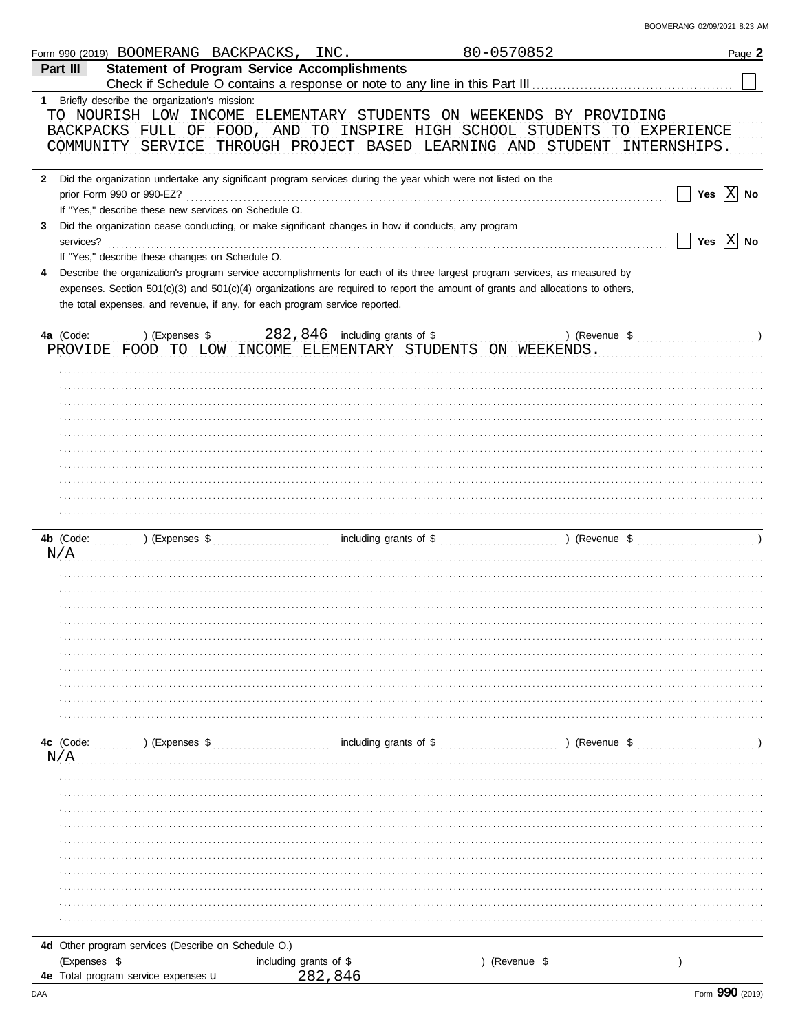Form 990 (2019) BOOMERANG BACKPACKS, INC. 80-0570852 Page **2**

## Part III Statement of Program Service Accomplishments

Check if Schedule O contains a response or note to any line in this Part III ☐

**1** Briefly describe the organization's mission:

TO NOURISH LOW INCOME ELEMENTARY STUDENTS ON WEEKENDS BY PROVIDING BACKPACKS FULL OF FOOD, AND TO INSPIRE HIGH SCHOOL STUDENTS TO EXPERIENCE COMMUNITY SERVICE THROUGH PROJECT BASED LEARNING AND STUDENT INTERNSHIPS.

**2** Did the organization undertake any significant program services during the year which were not listed on the prior Form 990 or 990-EZ? ☐ Yes ☒ No

If "Yes," describe these new services on Schedule O.

**3** Did the organization cease conducting, or make significant changes in how it conducts, any program services? ☐ Yes ☒ No

If "Yes," describe these changes on Schedule O.

**4** Describe the organization's program service accomplishments for each of its three largest program services, as measured by expenses. Section 501(c)(3) and 501(c)(4) organizations are required to report the amount of grants and allocations to others, the total expenses, and revenue, if any, for each program service reported.

**4a** (Code: ) (Expenses $ 282,846 including grants of $ ) (Revenue $ )

PROVIDE FOOD TO LOW INCOME ELEMENTARY STUDENTS ON WEEKENDS.

**4b** (Code: ) (Expenses $ including grants of $ ) (Revenue $ )

N/A

**4c** (Code: ) (Expenses $ including grants of $ ) (Revenue $ )

N/A

**4d** Other program services (Describe on Schedule O.)

(Expenses $ including grants of $ ) (Revenue $ )

**4e** Total program service expenses 282,846

DAA Form **990** (2019)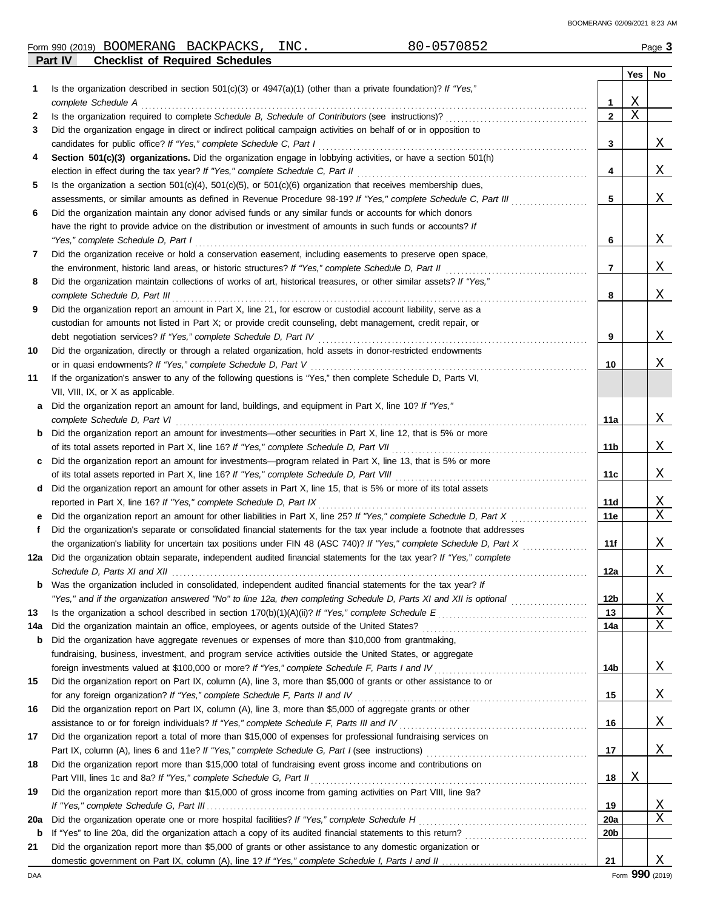Form 990 (2019) BOOMERANG BACKPACKS, INC. 80-0570852 Page **3**

## Part IV Checklist of Required Schedules

| | | | Yes | No |
|---|---|---|---|---|
| **1** | Is the organization described in section 501(c)(3) or 4947(a)(1) (other than a private foundation)? *If "Yes," complete Schedule A* | **1** | X | |
| **2** | Is the organization required to complete *Schedule B, Schedule of Contributors* (see instructions)? | **2** | X | |
| **3** | Did the organization engage in direct or indirect political campaign activities on behalf of or in opposition to candidates for public office? *If "Yes," complete Schedule C, Part I* | **3** | | X |
| **4** | **Section 501(c)(3) organizations.** Did the organization engage in lobbying activities, or have a section 501(h) election in effect during the tax year? *If "Yes," complete Schedule C, Part II* | **4** | | X |
| **5** | Is the organization a section 501(c)(4), 501(c)(5), or 501(c)(6) organization that receives membership dues, assessments, or similar amounts as defined in Revenue Procedure 98-19? *If "Yes," complete Schedule C, Part III* | **5** | | X |
| **6** | Did the organization maintain any donor advised funds or any similar funds or accounts for which donors have the right to provide advice on the distribution or investment of amounts in such funds or accounts? *If "Yes," complete Schedule D, Part I* | **6** | | X |
| **7** | Did the organization receive or hold a conservation easement, including easements to preserve open space, the environment, historic land areas, or historic structures? *If "Yes," complete Schedule D, Part II* | **7** | | X |
| **8** | Did the organization maintain collections of works of art, historical treasures, or other similar assets? *If "Yes," complete Schedule D, Part III* | **8** | | X |
| **9** | Did the organization report an amount in Part X, line 21, for escrow or custodial account liability, serve as a custodian for amounts not listed in Part X; or provide credit counseling, debt management, credit repair, or debt negotiation services? *If "Yes," complete Schedule D, Part IV* | **9** | | X |
| **10** | Did the organization, directly or through a related organization, hold assets in donor-restricted endowments or in quasi endowments? *If "Yes," complete Schedule D, Part V* | **10** | | X |
| **11** | If the organization's answer to any of the following questions is "Yes," then complete Schedule D, Parts VI, VII, VIII, IX, or X as applicable. | | | |
| **a** | Did the organization report an amount for land, buildings, and equipment in Part X, line 10? *If "Yes," complete Schedule D, Part VI* | **11a** | | X |
| **b** | Did the organization report an amount for investments—other securities in Part X, line 12, that is 5% or more of its total assets reported in Part X, line 16? *If "Yes," complete Schedule D, Part VII* | **11b** | | X |
| **c** | Did the organization report an amount for investments—program related in Part X, line 13, that is 5% or more of its total assets reported in Part X, line 16? *If "Yes," complete Schedule D, Part VIII* | **11c** | | X |
| **d** | Did the organization report an amount for other assets in Part X, line 15, that is 5% or more of its total assets reported in Part X, line 16? *If "Yes," complete Schedule D, Part IX* | **11d** | | X |
| **e** | Did the organization report an amount for other liabilities in Part X, line 25? *If "Yes," complete Schedule D, Part X* | **11e** | | X |
| **f** | Did the organization's separate or consolidated financial statements for the tax year include a footnote that addresses the organization's liability for uncertain tax positions under FIN 48 (ASC 740)? *If "Yes," complete Schedule D, Part X* | **11f** | | X |
| **12a** | Did the organization obtain separate, independent audited financial statements for the tax year? *If "Yes," complete Schedule D, Parts XI and XII* | **12a** | | X |
| **b** | Was the organization included in consolidated, independent audited financial statements for the tax year? *If "Yes," and if the organization answered "No" to line 12a, then completing Schedule D, Parts XI and XII is optional* | **12b** | | X |
| **13** | Is the organization a school described in section 170(b)(1)(A)(ii)? *If "Yes," complete Schedule E* | **13** | | X |
| **14a** | Did the organization maintain an office, employees, or agents outside of the United States? | **14a** | | X |
| **b** | Did the organization have aggregate revenues or expenses of more than $10,000 from grantmaking, fundraising, business, investment, and program service activities outside the United States, or aggregate foreign investments valued at $100,000 or more? *If "Yes," complete Schedule F, Parts I and IV* | **14b** | | X |
| **15** | Did the organization report on Part IX, column (A), line 3, more than $5,000 of grants or other assistance to or for any foreign organization? *If "Yes," complete Schedule F, Parts II and IV* | **15** | | X |
| **16** | Did the organization report on Part IX, column (A), line 3, more than $5,000 of aggregate grants or other assistance to or for foreign individuals? *If "Yes," complete Schedule F, Parts III and IV* | **16** | | X |
| **17** | Did the organization report a total of more than $15,000 of expenses for professional fundraising services on Part IX, column (A), lines 6 and 11e? *If "Yes," complete Schedule G, Part I* (see instructions) | **17** | | X |
| **18** | Did the organization report more than $15,000 total of fundraising event gross income and contributions on Part VIII, lines 1c and 8a? *If "Yes," complete Schedule G, Part II* | **18** | X | |
| **19** | Did the organization report more than $15,000 of gross income from gaming activities on Part VIII, line 9a? *If "Yes," complete Schedule G, Part III* | **19** | | X |
| **20a** | Did the organization operate one or more hospital facilities? *If "Yes," complete Schedule H* | **20a** | | X |
| **b** | If "Yes" to line 20a, did the organization attach a copy of its audited financial statements to this return? | **20b** | | |
| **21** | Did the organization report more than $5,000 of grants or other assistance to any domestic organization or domestic government on Part IX, column (A), line 1? *If "Yes," complete Schedule I, Parts I and II* | **21** | | X |

Form **990** (2019)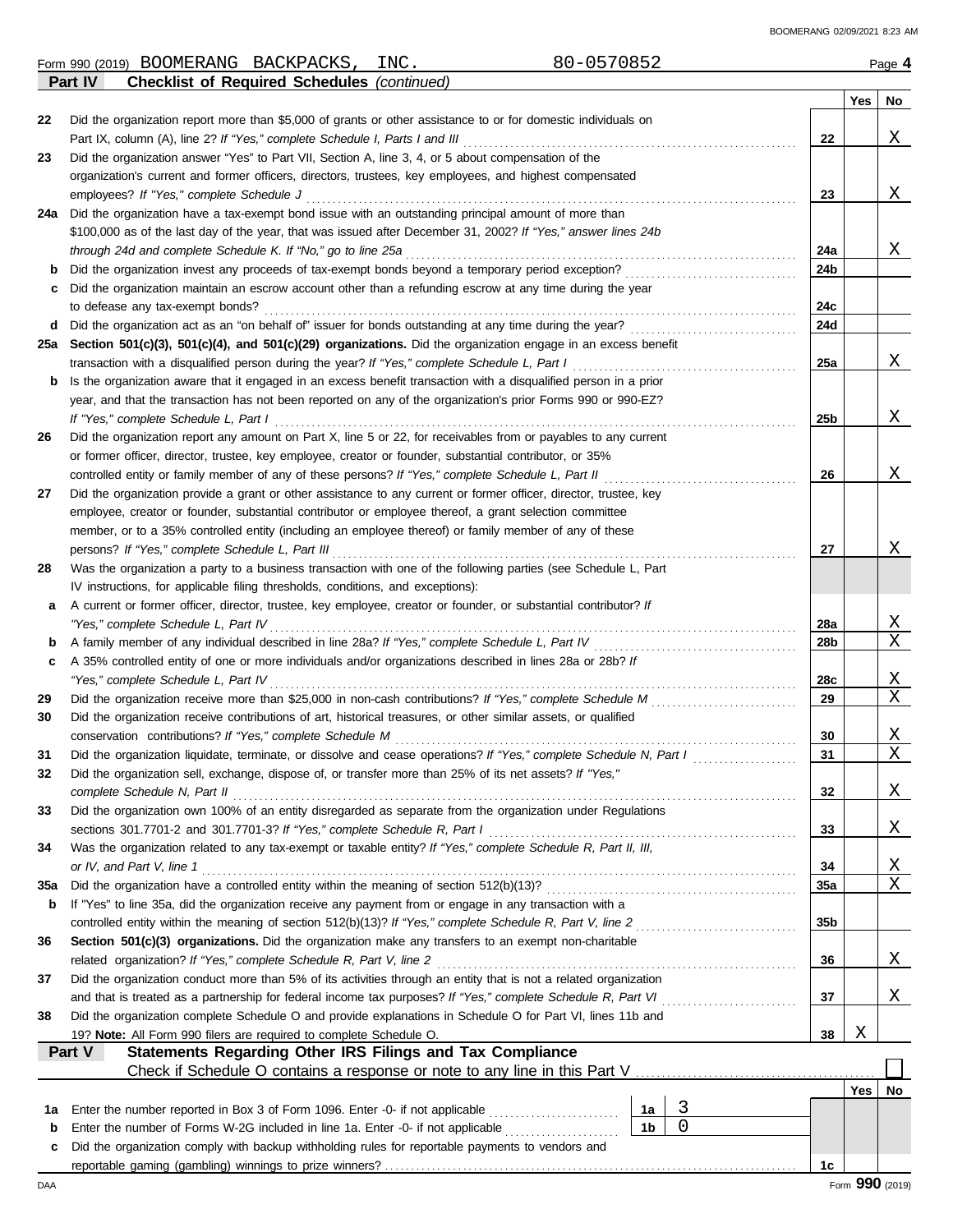Form 990 (2019) BOOMERANG BACKPACKS, INC. 80-0570852 Page **4**

## Part IV Checklist of Required Schedules *(continued)*

| | | | Yes | No |
|---|---|---|---|---|
| 22 | Did the organization report more than $5,000 of grants or other assistance to or for domestic individuals on Part IX, column (A), line 2? *If "Yes," complete Schedule I, Parts I and III* | 22 | | X |
| 23 | Did the organization answer "Yes" to Part VII, Section A, line 3, 4, or 5 about compensation of the organization's current and former officers, directors, trustees, key employees, and highest compensated employees? *If "Yes," complete Schedule J* | 23 | | X |
| 24a | Did the organization have a tax-exempt bond issue with an outstanding principal amount of more than $100,000 as of the last day of the year, that was issued after December 31, 2002? *If "Yes," answer lines 24b through 24d and complete Schedule K. If "No," go to line 25a* | 24a | | X |
| b | Did the organization invest any proceeds of tax-exempt bonds beyond a temporary period exception? | 24b | | |
| c | Did the organization maintain an escrow account other than a refunding escrow at any time during the year to defease any tax-exempt bonds? | 24c | | |
| d | Did the organization act as an "on behalf of" issuer for bonds outstanding at any time during the year? | 24d | | |
| 25a | **Section 501(c)(3), 501(c)(4), and 501(c)(29) organizations.** Did the organization engage in an excess benefit transaction with a disqualified person during the year? *If "Yes," complete Schedule L, Part I* | 25a | | X |
| b | Is the organization aware that it engaged in an excess benefit transaction with a disqualified person in a prior year, and that the transaction has not been reported on any of the organization's prior Forms 990 or 990-EZ? *If "Yes," complete Schedule L, Part I* | 25b | | X |
| 26 | Did the organization report any amount on Part X, line 5 or 22, for receivables from or payables to any current or former officer, director, trustee, key employee, creator or founder, substantial contributor, or 35% controlled entity or family member of any of these persons? *If "Yes," complete Schedule L, Part II* | 26 | | X |
| 27 | Did the organization provide a grant or other assistance to any current or former officer, director, trustee, key employee, creator or founder, substantial contributor or employee thereof, a grant selection committee member, or to a 35% controlled entity (including an employee thereof) or family member of any of these persons? *If "Yes," complete Schedule L, Part III* | 27 | | X |
| 28 | Was the organization a party to a business transaction with one of the following parties (see Schedule L, Part IV instructions, for applicable filing thresholds, conditions, and exceptions): | | | |
| a | A current or former officer, director, trustee, key employee, creator or founder, or substantial contributor? *If "Yes," complete Schedule L, Part IV* | 28a | | X |
| b | A family member of any individual described in line 28a? *If "Yes," complete Schedule L, Part IV* | 28b | | X |
| c | A 35% controlled entity of one or more individuals and/or organizations described in lines 28a or 28b? *If "Yes," complete Schedule L, Part IV* | 28c | | X |
| 29 | Did the organization receive more than $25,000 in non-cash contributions? *If "Yes," complete Schedule M* | 29 | | X |
| 30 | Did the organization receive contributions of art, historical treasures, or other similar assets, or qualified conservation contributions? *If "Yes," complete Schedule M* | 30 | | X |
| 31 | Did the organization liquidate, terminate, or dissolve and cease operations? *If "Yes," complete Schedule N, Part I* | 31 | | X |
| 32 | Did the organization sell, exchange, dispose of, or transfer more than 25% of its net assets? *If "Yes," complete Schedule N, Part II* | 32 | | X |
| 33 | Did the organization own 100% of an entity disregarded as separate from the organization under Regulations sections 301.7701-2 and 301.7701-3? *If "Yes," complete Schedule R, Part I* | 33 | | X |
| 34 | Was the organization related to any tax-exempt or taxable entity? *If "Yes," complete Schedule R, Part II, III, or IV, and Part V, line 1* | 34 | | X |
| 35a | Did the organization have a controlled entity within the meaning of section 512(b)(13)? | 35a | | X |
| b | If "Yes" to line 35a, did the organization receive any payment from or engage in any transaction with a controlled entity within the meaning of section 512(b)(13)? *If "Yes," complete Schedule R, Part V, line 2* | 35b | | |
| 36 | **Section 501(c)(3) organizations.** Did the organization make any transfers to an exempt non-charitable related organization? *If "Yes," complete Schedule R, Part V, line 2* | 36 | | X |
| 37 | Did the organization conduct more than 5% of its activities through an entity that is not a related organization and that is treated as a partnership for federal income tax purposes? *If "Yes," complete Schedule R, Part VI* | 37 | | X |
| 38 | Did the organization complete Schedule O and provide explanations in Schedule O for Part VI, lines 11b and 19? **Note:** All Form 990 filers are required to complete Schedule O. | 38 | X | |

## Part V Statements Regarding Other IRS Filings and Tax Compliance

Check if Schedule O contains a response or note to any line in this Part V ☐

| | | | | | Yes | No |
|---|---|---|---|---|---|---|
| 1a | Enter the number reported in Box 3 of Form 1096. Enter -0- if not applicable | 1a | 3 | | | |
| b | Enter the number of Forms W-2G included in line 1a. Enter -0- if not applicable | 1b | 0 | | | |
| c | Did the organization comply with backup withholding rules for reportable payments to vendors and reportable gaming (gambling) winnings to prize winners? | | | 1c | | |

Form **990** (2019)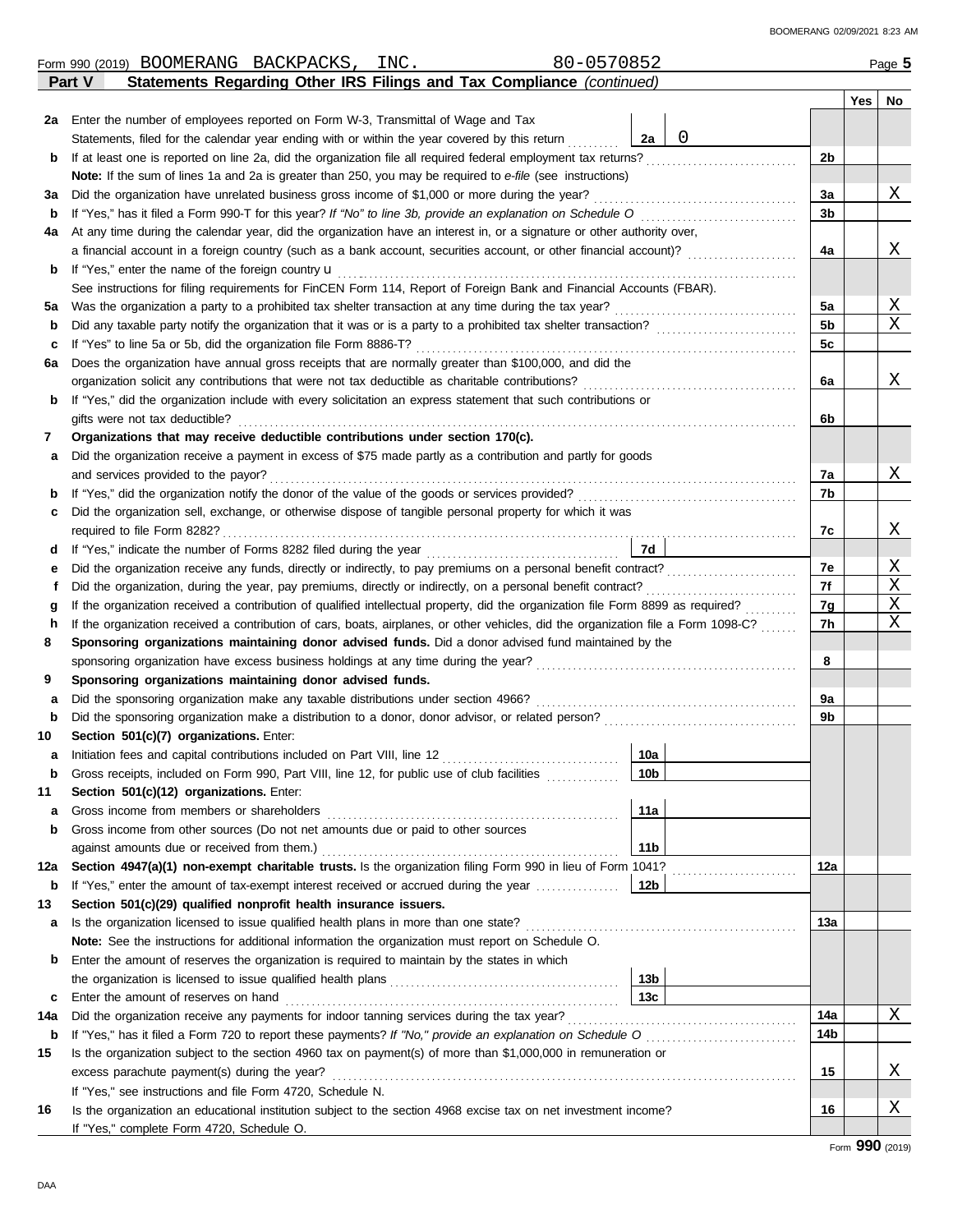Form 990 (2019) BOOMERANG BACKPACKS, INC. 80-0570852 Page 5

## Part V Statements Regarding Other IRS Filings and Tax Compliance *(continued)*

| | | | | | Yes | No |
|---|---|---|---|---|---|---|
| **2a** | Enter the number of employees reported on Form W-3, Transmittal of Wage and Tax Statements, filed for the calendar year ending with or within the year covered by this return | 2a | 0 | | | |
| **b** | If at least one is reported on line 2a, did the organization file all required federal employment tax returns? | | | 2b | | |
| | **Note:** If the sum of lines 1a and 2a is greater than 250, you may be required to *e-file* (see instructions) | | | | | |
| **3a** | Did the organization have unrelated business gross income of $1,000 or more during the year? | | | 3a | | X |
| **b** | If "Yes," has it filed a Form 990-T for this year? *If "No" to line 3b, provide an explanation on Schedule O* | | | 3b | | |
| **4a** | At any time during the calendar year, did the organization have an interest in, or a signature or other authority over, a financial account in a foreign country (such as a bank account, securities account, or other financial account)? | | | 4a | | X |
| **b** | If "Yes," enter the name of the foreign country u | | | | | |
| | See instructions for filing requirements for FinCEN Form 114, Report of Foreign Bank and Financial Accounts (FBAR). | | | | | |
| **5a** | Was the organization a party to a prohibited tax shelter transaction at any time during the tax year? | | | 5a | | X |
| **b** | Did any taxable party notify the organization that it was or is a party to a prohibited tax shelter transaction? | | | 5b | | X |
| **c** | If "Yes" to line 5a or 5b, did the organization file Form 8886-T? | | | 5c | | |
| **6a** | Does the organization have annual gross receipts that are normally greater than $100,000, and did the organization solicit any contributions that were not tax deductible as charitable contributions? | | | 6a | | X |
| **b** | If "Yes," did the organization include with every solicitation an express statement that such contributions or gifts were not tax deductible? | | | 6b | | |
| **7** | **Organizations that may receive deductible contributions under section 170(c).** | | | | | |
| **a** | Did the organization receive a payment in excess of $75 made partly as a contribution and partly for goods and services provided to the payor? | | | 7a | | X |
| **b** | If "Yes," did the organization notify the donor of the value of the goods or services provided? | | | 7b | | |
| **c** | Did the organization sell, exchange, or otherwise dispose of tangible personal property for which it was required to file Form 8282? | | | 7c | | X |
| **d** | If "Yes," indicate the number of Forms 8282 filed during the year | 7d | | | | |
| **e** | Did the organization receive any funds, directly or indirectly, to pay premiums on a personal benefit contract? | | | 7e | | X |
| **f** | Did the organization, during the year, pay premiums, directly or indirectly, on a personal benefit contract? | | | 7f | | X |
| **g** | If the organization received a contribution of qualified intellectual property, did the organization file Form 8899 as required? | | | 7g | | X |
| **h** | If the organization received a contribution of cars, boats, airplanes, or other vehicles, did the organization file a Form 1098-C? | | | 7h | | X |
| **8** | **Sponsoring organizations maintaining donor advised funds.** Did a donor advised fund maintained by the sponsoring organization have excess business holdings at any time during the year? | | | 8 | | |
| **9** | **Sponsoring organizations maintaining donor advised funds.** | | | | | |
| **a** | Did the sponsoring organization make any taxable distributions under section 4966? | | | 9a | | |
| **b** | Did the sponsoring organization make a distribution to a donor, donor advisor, or related person? | | | 9b | | |
| **10** | **Section 501(c)(7) organizations.** Enter: | | | | | |
| **a** | Initiation fees and capital contributions included on Part VIII, line 12 | 10a | | | | |
| **b** | Gross receipts, included on Form 990, Part VIII, line 12, for public use of club facilities | 10b | | | | |
| **11** | **Section 501(c)(12) organizations.** Enter: | | | | | |
| **a** | Gross income from members or shareholders | 11a | | | | |
| **b** | Gross income from other sources (Do not net amounts due or paid to other sources against amounts due or received from them.) | 11b | | | | |
| **12a** | **Section 4947(a)(1) non-exempt charitable trusts.** Is the organization filing Form 990 in lieu of Form 1041? | | | 12a | | |
| **b** | If "Yes," enter the amount of tax-exempt interest received or accrued during the year | 12b | | | | |
| **13** | **Section 501(c)(29) qualified nonprofit health insurance issuers.** | | | | | |
| **a** | Is the organization licensed to issue qualified health plans in more than one state? | | | 13a | | |
| | **Note:** See the instructions for additional information the organization must report on Schedule O. | | | | | |
| **b** | Enter the amount of reserves the organization is required to maintain by the states in which the organization is licensed to issue qualified health plans | 13b | | | | |
| **c** | Enter the amount of reserves on hand | 13c | | | | |
| **14a** | Did the organization receive any payments for indoor tanning services during the tax year? | | | 14a | | X |
| **b** | If "Yes," has it filed a Form 720 to report these payments? *If "No," provide an explanation on Schedule O* | | | 14b | | |
| **15** | Is the organization subject to the section 4960 tax on payment(s) of more than $1,000,000 in remuneration or excess parachute payment(s) during the year? | | | 15 | | X |
| | If "Yes," see instructions and file Form 4720, Schedule N. | | | | | |
| **16** | Is the organization an educational institution subject to the section 4968 excise tax on net investment income? | | | 16 | | X |
| | If "Yes," complete Form 4720, Schedule O. | | | | | |

Form **990** (2019)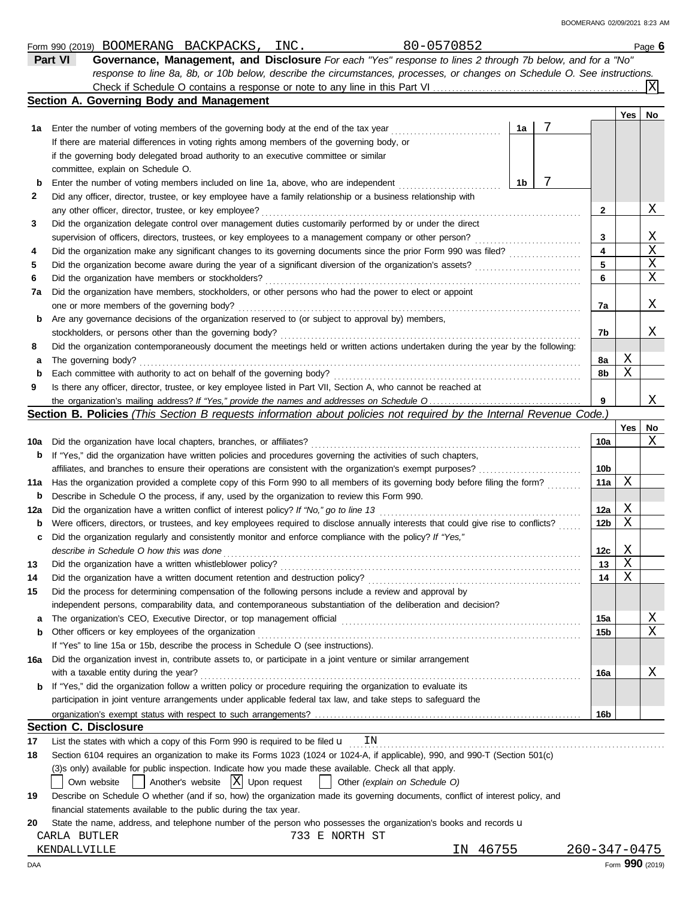Form 990 (2019) BOOMERANG BACKPACKS, INC. 80-0570852 Page **6**

**Part VI** **Governance, Management, and Disclosure** *For each "Yes" response to lines 2 through 7b below, and for a "No" response to line 8a, 8b, or 10b below, describe the circumstances, processes, or changes on Schedule O. See instructions.*

Check if Schedule O contains a response or note to any line in this Part VI ... [X]

## Section A. Governing Body and Management

| | | | | Yes | No |
|---|---|---|---|---|---|
| **1a** | Enter the number of voting members of the governing body at the end of the tax year ... If there are material differences in voting rights among members of the governing body, or if the governing body delegated broad authority to an executive committee or similar committee, explain on Schedule O. | 1a: 7 | | | |
| **b** | Enter the number of voting members included on line 1a, above, who are independent ... | 1b: 7 | | | |
| **2** | Did any officer, director, trustee, or key employee have a family relationship or a business relationship with any other officer, director, trustee, or key employee? | | 2 | | X |
| **3** | Did the organization delegate control over management duties customarily performed by or under the direct supervision of officers, directors, trustees, or key employees to a management company or other person? | | 3 | | X |
| **4** | Did the organization make any significant changes to its governing documents since the prior Form 990 was filed? | | 4 | | X |
| **5** | Did the organization become aware during the year of a significant diversion of the organization's assets? | | 5 | | X |
| **6** | Did the organization have members or stockholders? | | 6 | | X |
| **7a** | Did the organization have members, stockholders, or other persons who had the power to elect or appoint one or more members of the governing body? | | 7a | | X |
| **b** | Are any governance decisions of the organization reserved to (or subject to approval by) members, stockholders, or persons other than the governing body? | | 7b | | X |
| **8** | Did the organization contemporaneously document the meetings held or written actions undertaken during the year by the following: | | | | |
| **a** | The governing body? | | 8a | X | |
| **b** | Each committee with authority to act on behalf of the governing body? | | 8b | X | |
| **9** | Is there any officer, director, trustee, or key employee listed in Part VII, Section A, who cannot be reached at the organization's mailing address? *If "Yes," provide the names and addresses on Schedule O* | | 9 | | X |

## Section B. Policies *(This Section B requests information about policies not required by the Internal Revenue Code.)*

| | | | Yes | No |
|---|---|---|---|---|
| **10a** | Did the organization have local chapters, branches, or affiliates? | 10a | | X |
| **b** | If "Yes," did the organization have written policies and procedures governing the activities of such chapters, affiliates, and branches to ensure their operations are consistent with the organization's exempt purposes? | 10b | | |
| **11a** | Has the organization provided a complete copy of this Form 990 to all members of its governing body before filing the form? | 11a | X | |
| **b** | Describe in Schedule O the process, if any, used by the organization to review this Form 990. | | | |
| **12a** | Did the organization have a written conflict of interest policy? *If "No," go to line 13* | 12a | X | |
| **b** | Were officers, directors, or trustees, and key employees required to disclose annually interests that could give rise to conflicts? | 12b | X | |
| **c** | Did the organization regularly and consistently monitor and enforce compliance with the policy? *If "Yes," describe in Schedule O how this was done* | 12c | X | |
| **13** | Did the organization have a written whistleblower policy? | 13 | X | |
| **14** | Did the organization have a written document retention and destruction policy? | 14 | X | |
| **15** | Did the process for determining compensation of the following persons include a review and approval by independent persons, comparability data, and contemporaneous substantiation of the deliberation and decision? | | | |
| **a** | The organization's CEO, Executive Director, or top management official | 15a | | X |
| **b** | Other officers or key employees of the organization | 15b | | X |
| | If "Yes" to line 15a or 15b, describe the process in Schedule O (see instructions). | | | |
| **16a** | Did the organization invest in, contribute assets to, or participate in a joint venture or similar arrangement with a taxable entity during the year? | 16a | | X |
| **b** | If "Yes," did the organization follow a written policy or procedure requiring the organization to evaluate its participation in joint venture arrangements under applicable federal tax law, and take steps to safeguard the organization's exempt status with respect to such arrangements? | 16b | | |

## Section C. Disclosure

**17** List the states with which a copy of this Form 990 is required to be filed u IN

**18** Section 6104 requires an organization to make its Forms 1023 (1024 or 1024-A, if applicable), 990, and 990-T (Section 501(c)(3)s only) available for public inspection. Indicate how you made these available. Check all that apply.

[ ] Own website [ ] Another's website [X] Upon request [ ] Other *(explain on Schedule O)*

**19** Describe on Schedule O whether (and if so, how) the organization made its governing documents, conflict of interest policy, and financial statements available to the public during the tax year.

**20** State the name, address, and telephone number of the person who possesses the organization's books and records u

CARLA BUTLER 733 E NORTH ST
KENDALLVILLE IN 46755 260-347-0475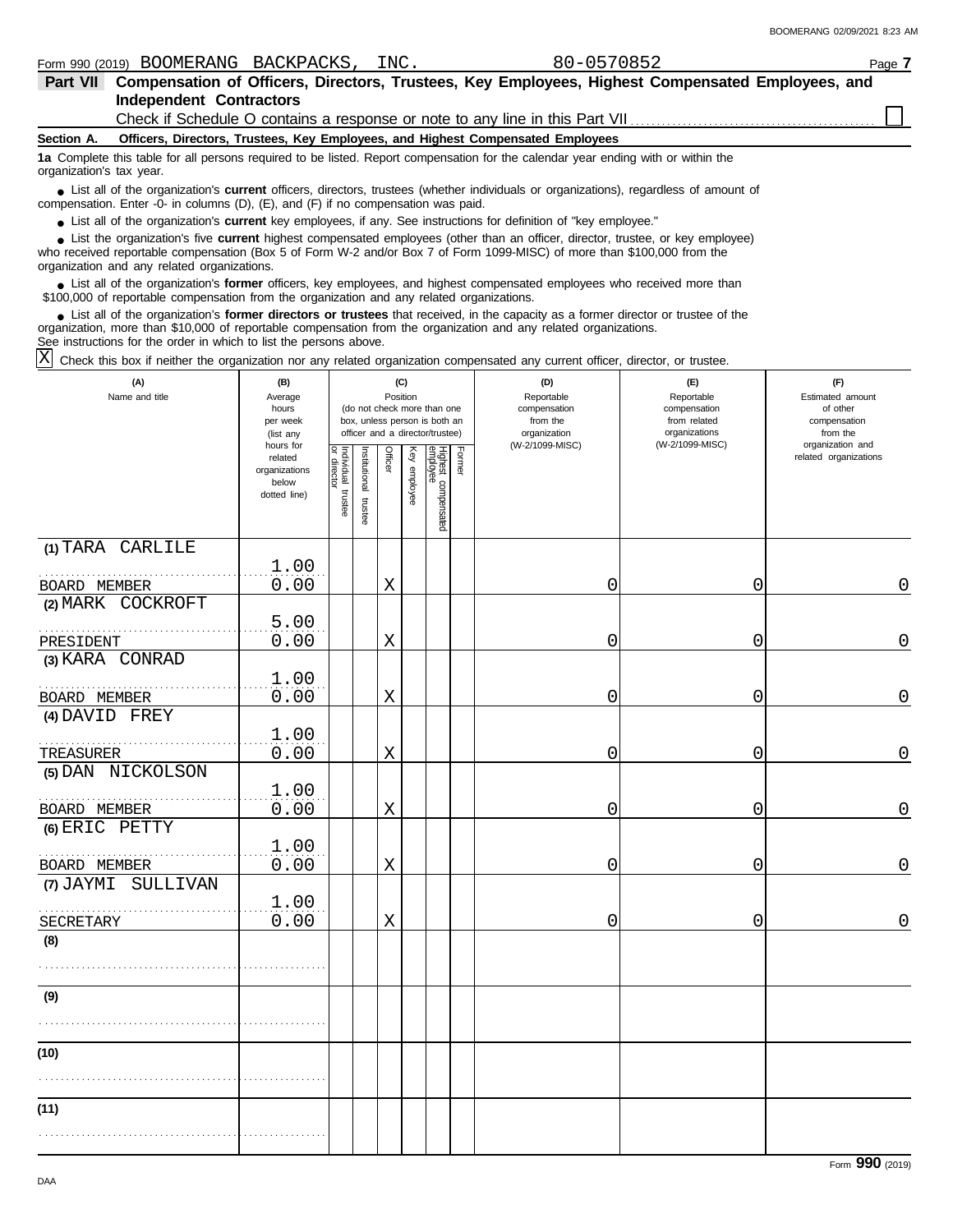Form 990 (2019) BOOMERANG BACKPACKS, INC. 80-0570852 Page **7**

## Part VII Compensation of Officers, Directors, Trustees, Key Employees, Highest Compensated Employees, and Independent Contractors

Check if Schedule O contains a response or note to any line in this Part VII ☐

**Section A. Officers, Directors, Trustees, Key Employees, and Highest Compensated Employees**

**1a** Complete this table for all persons required to be listed. Report compensation for the calendar year ending with or within the organization's tax year.

- List all of the organization's **current** officers, directors, trustees (whether individuals or organizations), regardless of amount of compensation. Enter -0- in columns (D), (E), and (F) if no compensation was paid.
- List all of the organization's **current** key employees, if any. See instructions for definition of "key employee."
- List the organization's five **current** highest compensated employees (other than an officer, director, trustee, or key employee) who received reportable compensation (Box 5 of Form W-2 and/or Box 7 of Form 1099-MISC) of more than $100,000 from the organization and any related organizations.
- List all of the organization's **former** officers, key employees, and highest compensated employees who received more than $100,000 of reportable compensation from the organization and any related organizations.
- List all of the organization's **former directors or trustees** that received, in the capacity as a former director or trustee of the organization, more than $10,000 of reportable compensation from the organization and any related organizations.

See instructions for the order in which to list the persons above.

☒ Check this box if neither the organization nor any related organization compensated any current officer, director, or trustee.

| (A) Name and title | (B) Average hours per week (list any hours for related organizations below dotted line) | (C) Position: Individual trustee or director | Institutional trustee | Officer | Key employee | Highest compensated employee | Former | (D) Reportable compensation from the organization (W-2/1099-MISC) | (E) Reportable compensation from related organizations (W-2/1099-MISC) | (F) Estimated amount of other compensation from the organization and related organizations |
|---|---|---|---|---|---|---|---|---|---|---|
| (1) TARA CARLILE<br>BOARD MEMBER | 1.00<br>0.00 | | | X | | | | 0 | 0 | 0 |
| (2) MARK COCKROFT<br>PRESIDENT | 5.00<br>0.00 | | | X | | | | 0 | 0 | 0 |
| (3) KARA CONRAD<br>BOARD MEMBER | 1.00<br>0.00 | | | X | | | | 0 | 0 | 0 |
| (4) DAVID FREY<br>TREASURER | 1.00<br>0.00 | | | X | | | | 0 | 0 | 0 |
| (5) DAN NICKOLSON<br>BOARD MEMBER | 1.00<br>0.00 | | | X | | | | 0 | 0 | 0 |
| (6) ERIC PETTY<br>BOARD MEMBER | 1.00<br>0.00 | | | X | | | | 0 | 0 | 0 |
| (7) JAYMI SULLIVAN<br>SECRETARY | 1.00<br>0.00 | | | X | | | | 0 | 0 | 0 |
| (8) | | | | | | | | | | |
| (9) | | | | | | | | | | |
| (10) | | | | | | | | | | |
| (11) | | | | | | | | | | |

Form **990** (2019)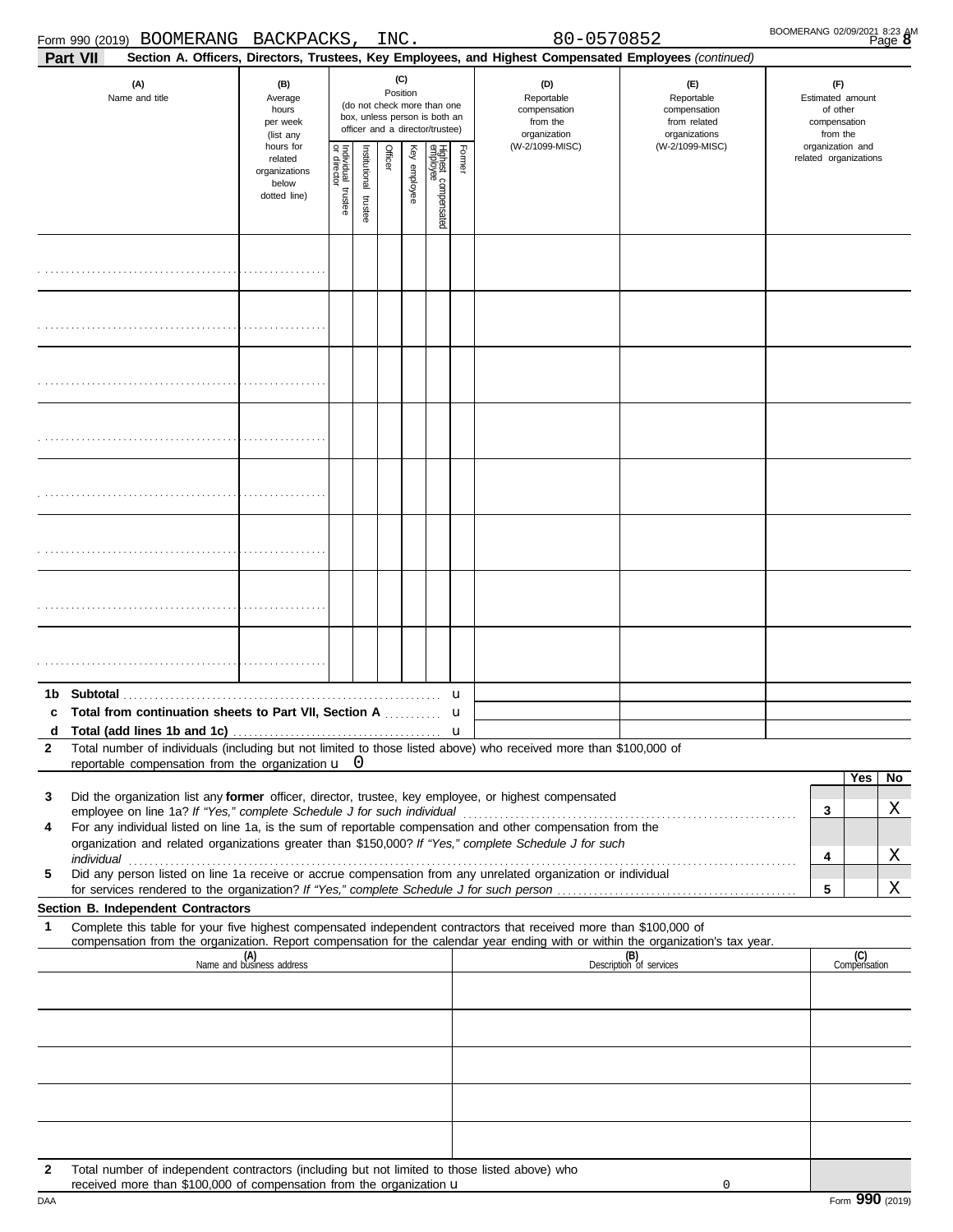Form 990 (2019) BOOMERANG BACKPACKS, INC. 80-0570852

## Part VII Section A. Officers, Directors, Trustees, Key Employees, and Highest Compensated Employees *(continued)*

| (A) Name and title | (B) Average hours per week (list any hours for related organizations below dotted line) | (C) Position: Individual trustee or director | Institutional trustee | Officer | Key employee | Highest compensated employee | Former | (D) Reportable compensation from the organization (W-2/1099-MISC) | (E) Reportable compensation from related organizations (W-2/1099-MISC) | (F) Estimated amount of other compensation from the organization and related organizations |
|---|---|---|---|---|---|---|---|---|---|---|
| | | | | | | | | | | |
| | | | | | | | | | | |
| | | | | | | | | | | |
| | | | | | | | | | | |
| | | | | | | | | | | |
| | | | | | | | | | | |
| | | | | | | | | | | |
| | | | | | | | | | | |

**1b Subtotal** . . . . u

**c Total from continuation sheets to Part VII, Section A** . . . . u

**d Total (add lines 1b and 1c)** . . . . u

**2** Total number of individuals (including but not limited to those listed above) who received more than $100,000 of reportable compensation from the organization u 0

| | | Yes | No |
|---|---|---|---|
| **3** Did the organization list any **former** officer, director, trustee, key employee, or highest compensated employee on line 1a? *If "Yes," complete Schedule J for such individual* | 3 | | X |
| **4** For any individual listed on line 1a, is the sum of reportable compensation and other compensation from the organization and related organizations greater than $150,000? *If "Yes," complete Schedule J for such individual* | 4 | | X |
| **5** Did any person listed on line 1a receive or accrue compensation from any unrelated organization or individual for services rendered to the organization? *If "Yes," complete Schedule J for such person* | 5 | | X |

### Section B. Independent Contractors

**1** Complete this table for your five highest compensated independent contractors that received more than $100,000 of compensation from the organization. Report compensation for the calendar year ending with or within the organization's tax year.

| (A) Name and business address | (B) Description of services | (C) Compensation |
|---|---|---|
| | | |
| | | |
| | | |
| | | |
| | | |

**2** Total number of independent contractors (including but not limited to those listed above) who received more than $100,000 of compensation from the organization u 0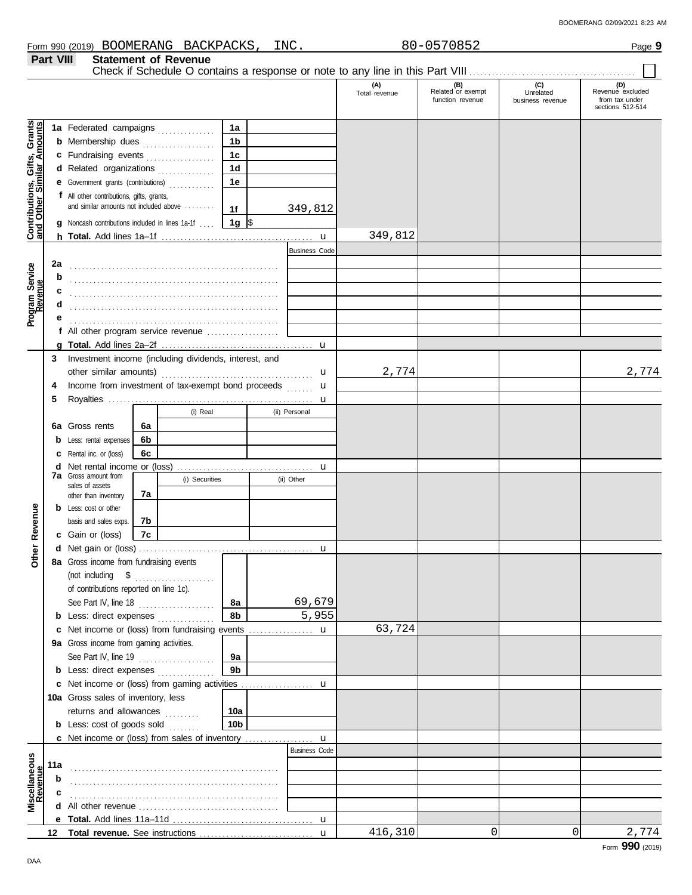Form 990 (2019) BOOMERANG BACKPACKS, INC. 80-0570852 Page **9**

## Part VIII Statement of Revenue

Check if Schedule O contains a response or note to any line in this Part VIII ☐

| | | | (A) Total revenue | (B) Related or exempt function revenue | (C) Unrelated business revenue | (D) Revenue excluded from tax under sections 512-514 |
|---|---|---|---|---|---|---|
| **Contributions, Gifts, Grants and Other Similar Amounts** | **1a** Federated campaigns | 1a | | | | |
| | **b** Membership dues | 1b | | | | |
| | **c** Fundraising events | 1c | | | | |
| | **d** Related organizations | 1d | | | | |
| | **e** Government grants (contributions) | 1e | | | | |
| | **f** All other contributions, gifts, grants, and similar amounts not included above | 1f 349,812 | | | | |
| | **g** Noncash contributions included in lines 1a-1f | 1g $ | | | | |
| | **h Total.** Add lines 1a–1f | | 349,812 | | | |
| **Program Service Revenue** | | Business Code | | | | |
| | **2a** | | | | | |
| | **b** | | | | | |
| | **c** | | | | | |
| | **d** | | | | | |
| | **e** | | | | | |
| | **f** All other program service revenue | | | | | |
| | **g Total.** Add lines 2a–2f | | | | | |
| **Other Revenue** | **3** Investment income (including dividends, interest, and other similar amounts) | | 2,774 | | | 2,774 |
| | **4** Income from investment of tax-exempt bond proceeds | | | | | |
| | **5** Royalties | | | | | |
| | | (i) Real / (ii) Personal | | | | |
| | **6a** Gross rents | 6a | | | | |
| | **b** Less: rental expenses | 6b | | | | |
| | **c** Rental inc. or (loss) | 6c | | | | |
| | **d** Net rental income or (loss) | | | | | |
| | **7a** Gross amount from sales of assets other than inventory | (i) Securities / (ii) Other 7a | | | | |
| | **b** Less: cost or other basis and sales exps. | 7b | | | | |
| | **c** Gain or (loss) | 7c | | | | |
| | **d** Net gain or (loss) | | | | | |
| | **8a** Gross income from fundraising events (not including $ of contributions reported on line 1c). See Part IV, line 18 | 8a 69,679 | | | | |
| | **b** Less: direct expenses | 8b 5,955 | | | | |
| | **c** Net income or (loss) from fundraising events | | 63,724 | | | |
| | **9a** Gross income from gaming activities. See Part IV, line 19 | 9a | | | | |
| | **b** Less: direct expenses | 9b | | | | |
| | **c** Net income or (loss) from gaming activities | | | | | |
| | **10a** Gross sales of inventory, less returns and allowances | 10a | | | | |
| | **b** Less: cost of goods sold | 10b | | | | |
| | **c** Net income or (loss) from sales of inventory | | | | | |
| **Miscellaneous Revenue** | | Business Code | | | | |
| | **11a** | | | | | |
| | **b** | | | | | |
| | **c** | | | | | |
| | **d** All other revenue | | | | | |
| | **e Total.** Add lines 11a–11d | | | | | |
| | **12 Total revenue.** See instructions | | 416,310 | 0 | 0 | 2,774 |

Form **990** (2019)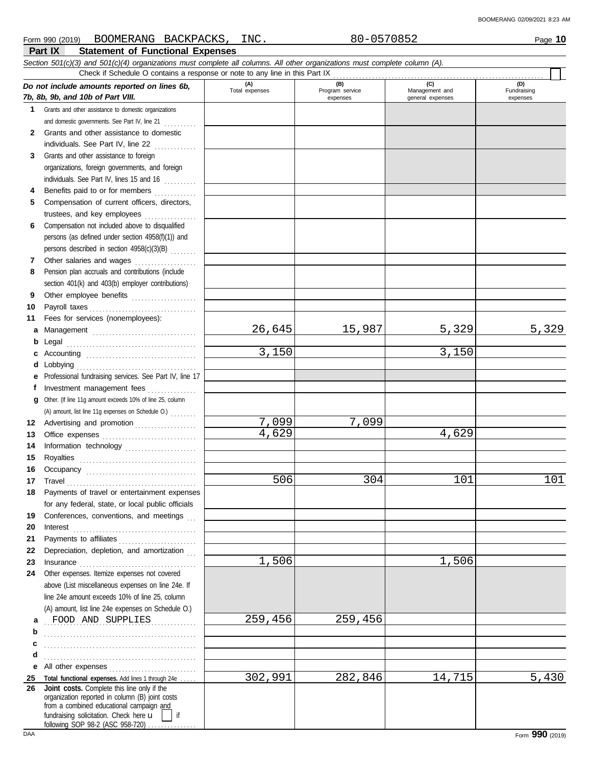Form 990 (2019) BOOMERANG BACKPACKS, INC. 80-0570852 Page **10**

## Part IX Statement of Functional Expenses

*Section 501(c)(3) and 501(c)(4) organizations must complete all columns. All other organizations must complete column (A).*

Check if Schedule O contains a response or note to any line in this Part IX

| *Do not include amounts reported on lines 6b, 7b, 8b, 9b, and 10b of Part VIII.* | (A) Total expenses | (B) Program service expenses | (C) Management and general expenses | (D) Fundraising expenses |
|---|---|---|---|---|
| **1** Grants and other assistance to domestic organizations and domestic governments. See Part IV, line 21 | | | | |
| **2** Grants and other assistance to domestic individuals. See Part IV, line 22 | | | | |
| **3** Grants and other assistance to foreign organizations, foreign governments, and foreign individuals. See Part IV, lines 15 and 16 | | | | |
| **4** Benefits paid to or for members | | | | |
| **5** Compensation of current officers, directors, trustees, and key employees | | | | |
| **6** Compensation not included above to disqualified persons (as defined under section 4958(f)(1)) and persons described in section 4958(c)(3)(B) | | | | |
| **7** Other salaries and wages | | | | |
| **8** Pension plan accruals and contributions (include section 401(k) and 403(b) employer contributions) | | | | |
| **9** Other employee benefits | | | | |
| **10** Payroll taxes | | | | |
| **11** Fees for services (nonemployees): | | | | |
| **a** Management | 26,645 | 15,987 | 5,329 | 5,329 |
| **b** Legal | | | | |
| **c** Accounting | 3,150 | | 3,150 | |
| **d** Lobbying | | | | |
| **e** Professional fundraising services. See Part IV, line 17 | | | | |
| **f** Investment management fees | | | | |
| **g** Other. (If line 11g amount exceeds 10% of line 25, column (A) amount, list line 11g expenses on Schedule O.) | | | | |
| **12** Advertising and promotion | 7,099 | 7,099 | | |
| **13** Office expenses | 4,629 | | 4,629 | |
| **14** Information technology | | | | |
| **15** Royalties | | | | |
| **16** Occupancy | | | | |
| **17** Travel | 506 | 304 | 101 | 101 |
| **18** Payments of travel or entertainment expenses for any federal, state, or local public officials | | | | |
| **19** Conferences, conventions, and meetings | | | | |
| **20** Interest | | | | |
| **21** Payments to affiliates | | | | |
| **22** Depreciation, depletion, and amortization | | | | |
| **23** Insurance | 1,506 | | 1,506 | |
| **24** Other expenses. Itemize expenses not covered above (List miscellaneous expenses on line 24e. If line 24e amount exceeds 10% of line 25, column (A) amount, list line 24e expenses on Schedule O.) | | | | |
| **a** FOOD AND SUPPLIES | 259,456 | 259,456 | | |
| **b** | | | | |
| **c** | | | | |
| **d** | | | | |
| **e** All other expenses | | | | |
| **25 Total functional expenses.** Add lines 1 through 24e | 302,991 | 282,846 | 14,715 | 5,430 |
| **26 Joint costs.** Complete this line only if the organization reported in column (B) joint costs from a combined educational campaign and fundraising solicitation. Check here ☐ if following SOP 98-2 (ASC 958-720) | | | | |

Form **990** (2019)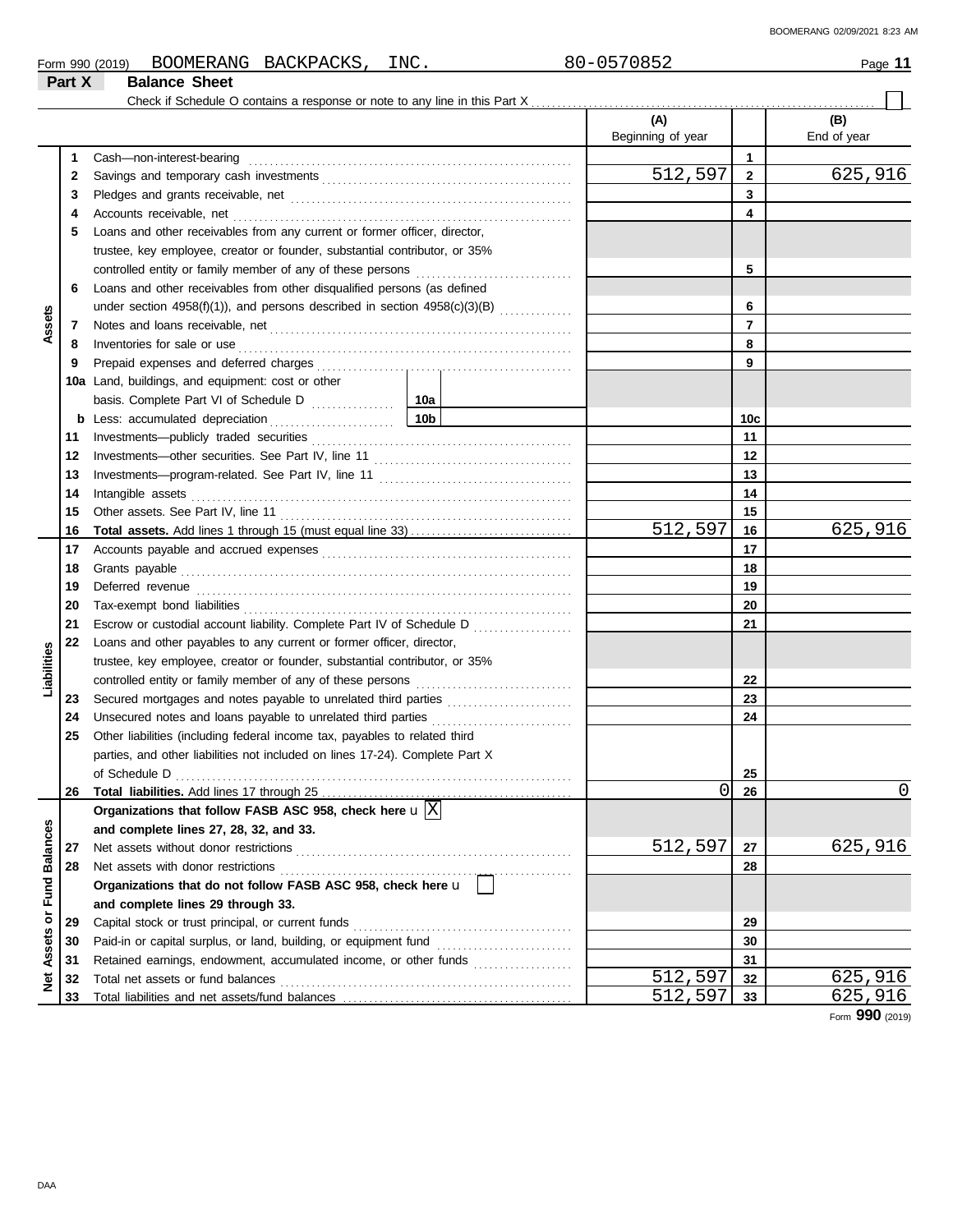Form 990 (2019) BOOMERANG BACKPACKS, INC. 80-0570852 Page **11**

## Part X Balance Sheet

Check if Schedule O contains a response or note to any line in this Part X ☐

| | | | | (A) Beginning of year | | (B) End of year |
|---|---|---|---|---|---|---|
| Assets | 1 | Cash—non-interest-bearing | | | 1 | |
| | 2 | Savings and temporary cash investments | | 512,597 | 2 | 625,916 |
| | 3 | Pledges and grants receivable, net | | | 3 | |
| | 4 | Accounts receivable, net | | | 4 | |
| | 5 | Loans and other receivables from any current or former officer, director, trustee, key employee, creator or founder, substantial contributor, or 35% controlled entity or family member of any of these persons | | | 5 | |
| | 6 | Loans and other receivables from other disqualified persons (as defined under section 4958(f)(1)), and persons described in section 4958(c)(3)(B) | | | 6 | |
| | 7 | Notes and loans receivable, net | | | 7 | |
| | 8 | Inventories for sale or use | | | 8 | |
| | 9 | Prepaid expenses and deferred charges | | | 9 | |
| | 10a | Land, buildings, and equipment: cost or other basis. Complete Part VI of Schedule D | 10a | | | |
| | b | Less: accumulated depreciation | 10b | | 10c | |
| | 11 | Investments—publicly traded securities | | | 11 | |
| | 12 | Investments—other securities. See Part IV, line 11 | | | 12 | |
| | 13 | Investments—program-related. See Part IV, line 11 | | | 13 | |
| | 14 | Intangible assets | | | 14 | |
| | 15 | Other assets. See Part IV, line 11 | | | 15 | |
| | 16 | **Total assets.** Add lines 1 through 15 (must equal line 33) | | 512,597 | 16 | 625,916 |
| Liabilities | 17 | Accounts payable and accrued expenses | | | 17 | |
| | 18 | Grants payable | | | 18 | |
| | 19 | Deferred revenue | | | 19 | |
| | 20 | Tax-exempt bond liabilities | | | 20 | |
| | 21 | Escrow or custodial account liability. Complete Part IV of Schedule D | | | 21 | |
| | 22 | Loans and other payables to any current or former officer, director, trustee, key employee, creator or founder, substantial contributor, or 35% controlled entity or family member of any of these persons | | | 22 | |
| | 23 | Secured mortgages and notes payable to unrelated third parties | | | 23 | |
| | 24 | Unsecured notes and loans payable to unrelated third parties | | | 24 | |
| | 25 | Other liabilities (including federal income tax, payables to related third parties, and other liabilities not included on lines 17-24). Complete Part X of Schedule D | | | 25 | |
| | 26 | **Total liabilities.** Add lines 17 through 25 | | 0 | 26 | 0 |
| Net Assets or Fund Balances | | **Organizations that follow FASB ASC 958, check here** ☒ **and complete lines 27, 28, 32, and 33.** | | | | |
| | 27 | Net assets without donor restrictions | | 512,597 | 27 | 625,916 |
| | 28 | Net assets with donor restrictions | | | 28 | |
| | | **Organizations that do not follow FASB ASC 958, check here** ☐ **and complete lines 29 through 33.** | | | | |
| | 29 | Capital stock or trust principal, or current funds | | | 29 | |
| | 30 | Paid-in or capital surplus, or land, building, or equipment fund | | | 30 | |
| | 31 | Retained earnings, endowment, accumulated income, or other funds | | | 31 | |
| | 32 | Total net assets or fund balances | | 512,597 | 32 | 625,916 |
| | 33 | Total liabilities and net assets/fund balances | | 512,597 | 33 | 625,916 |

Form **990** (2019)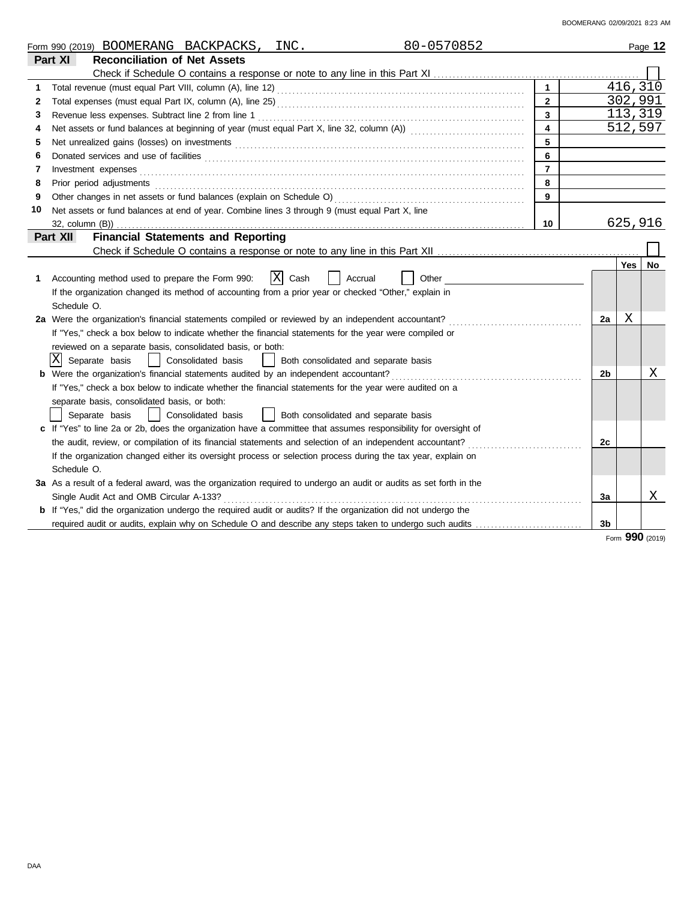Form 990 (2019) BOOMERANG BACKPACKS, INC. 80-0570852 Page **12**

## Part XI Reconciliation of Net Assets

Check if Schedule O contains a response or note to any line in this Part XI ☐

| | | | |
|---|---|---|---|
| 1 | Total revenue (must equal Part VIII, column (A), line 12) | 1 | 416,310 |
| 2 | Total expenses (must equal Part IX, column (A), line 25) | 2 | 302,991 |
| 3 | Revenue less expenses. Subtract line 2 from line 1 | 3 | 113,319 |
| 4 | Net assets or fund balances at beginning of year (must equal Part X, line 32, column (A)) | 4 | 512,597 |
| 5 | Net unrealized gains (losses) on investments | 5 | |
| 6 | Donated services and use of facilities | 6 | |
| 7 | Investment expenses | 7 | |
| 8 | Prior period adjustments | 8 | |
| 9 | Other changes in net assets or fund balances (explain on Schedule O) | 9 | |
| 10 | Net assets or fund balances at end of year. Combine lines 3 through 9 (must equal Part X, line 32, column (B)) | 10 | 625,916 |

## Part XII Financial Statements and Reporting

Check if Schedule O contains a response or note to any line in this Part XII ☐

| | | | Yes | No |
|---|---|---|---|---|
| 1 | Accounting method used to prepare the Form 990: ☒ Cash ☐ Accrual ☐ Other<br>If the organization changed its method of accounting from a prior year or checked "Other," explain in Schedule O. | | | |
| 2a | Were the organization's financial statements compiled or reviewed by an independent accountant?<br>If "Yes," check a box below to indicate whether the financial statements for the year were compiled or reviewed on a separate basis, consolidated basis, or both:<br>☒ Separate basis ☐ Consolidated basis ☐ Both consolidated and separate basis | 2a | X | |
| b | Were the organization's financial statements audited by an independent accountant?<br>If "Yes," check a box below to indicate whether the financial statements for the year were audited on a separate basis, consolidated basis, or both:<br>☐ Separate basis ☐ Consolidated basis ☐ Both consolidated and separate basis | 2b | | X |
| c | If "Yes" to line 2a or 2b, does the organization have a committee that assumes responsibility for oversight of the audit, review, or compilation of its financial statements and selection of an independent accountant?<br>If the organization changed either its oversight process or selection process during the tax year, explain on Schedule O. | 2c | | |
| 3a | As a result of a federal award, was the organization required to undergo an audit or audits as set forth in the Single Audit Act and OMB Circular A-133? | 3a | | X |
| b | If "Yes," did the organization undergo the required audit or audits? If the organization did not undergo the required audit or audits, explain why on Schedule O and describe any steps taken to undergo such audits | 3b | | |

Form **990** (2019)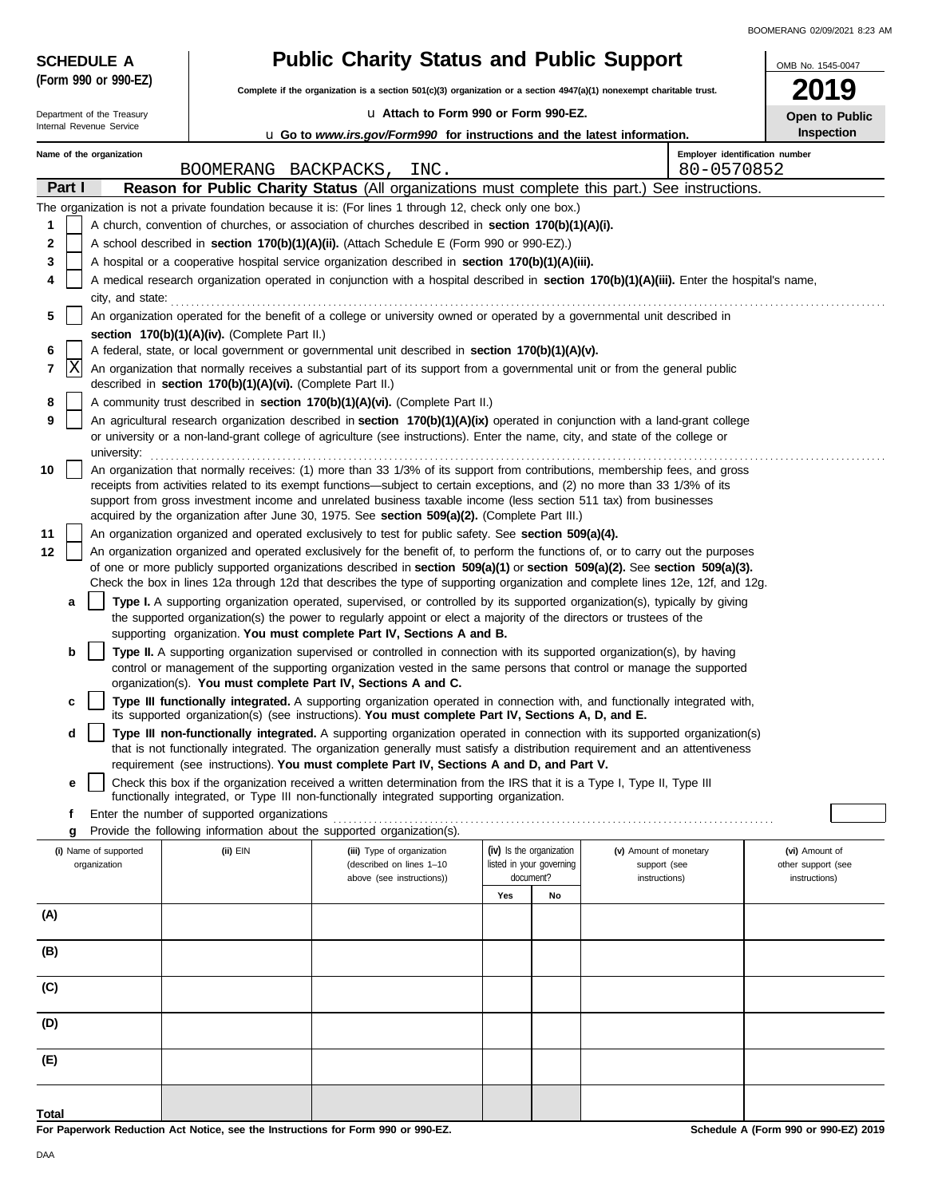**SCHEDULE A (Form 990 or 990-EZ)**

Department of the Treasury
Internal Revenue Service

# Public Charity Status and Public Support

**Complete if the organization is a section 501(c)(3) organization or a section 4947(a)(1) nonexempt charitable trust.**

u **Attach to Form 990 or Form 990-EZ.**

u **Go to** ***www.irs.gov/Form990*** **for instructions and the latest information.**

OMB No. 1545-0047

**2019**

**Open to Public Inspection**

**Name of the organization:** BOOMERANG BACKPACKS, INC.

**Employer identification number:** 80-0570852

**Part I** **Reason for Public Charity Status** (All organizations must complete this part.) See instructions.

The organization is not a private foundation because it is: (For lines 1 through 12, check only one box.)

1. [ ] A church, convention of churches, or association of churches described in **section 170(b)(1)(A)(i).**
2. [ ] A school described in **section 170(b)(1)(A)(ii).** (Attach Schedule E (Form 990 or 990-EZ).)
3. [ ] A hospital or a cooperative hospital service organization described in **section 170(b)(1)(A)(iii).**
4. [ ] A medical research organization operated in conjunction with a hospital described in **section 170(b)(1)(A)(iii).** Enter the hospital's name, city, and state:
5. [ ] An organization operated for the benefit of a college or university owned or operated by a governmental unit described in **section 170(b)(1)(A)(iv).** (Complete Part II.)
6. [ ] A federal, state, or local government or governmental unit described in **section 170(b)(1)(A)(v).**
7. [X] An organization that normally receives a substantial part of its support from a governmental unit or from the general public described in **section 170(b)(1)(A)(vi).** (Complete Part II.)
8. [ ] A community trust described in **section 170(b)(1)(A)(vi).** (Complete Part II.)
9. [ ] An agricultural research organization described in **section 170(b)(1)(A)(ix)** operated in conjunction with a land-grant college or university or a non-land-grant college of agriculture (see instructions). Enter the name, city, and state of the college or university:
10. [ ] An organization that normally receives: (1) more than 33 1/3% of its support from contributions, membership fees, and gross receipts from activities related to its exempt functions—subject to certain exceptions, and (2) no more than 33 1/3% of its support from gross investment income and unrelated business taxable income (less section 511 tax) from businesses acquired by the organization after June 30, 1975. See **section 509(a)(2).** (Complete Part III.)
11. [ ] An organization organized and operated exclusively to test for public safety. See **section 509(a)(4).**
12. [ ] An organization organized and operated exclusively for the benefit of, to perform the functions of, or to carry out the purposes of one or more publicly supported organizations described in **section 509(a)(1)** or **section 509(a)(2).** See **section 509(a)(3).** Check the box in lines 12a through 12d that describes the type of supporting organization and complete lines 12e, 12f, and 12g.
   - **a** [ ] **Type I.** A supporting organization operated, supervised, or controlled by its supported organization(s), typically by giving the supported organization(s) the power to regularly appoint or elect a majority of the directors or trustees of the supporting organization. **You must complete Part IV, Sections A and B.**
   - **b** [ ] **Type II.** A supporting organization supervised or controlled in connection with its supported organization(s), by having control or management of the supporting organization vested in the same persons that control or manage the supported organization(s). **You must complete Part IV, Sections A and C.**
   - **c** [ ] **Type III functionally integrated.** A supporting organization operated in connection with, and functionally integrated with, its supported organization(s) (see instructions). **You must complete Part IV, Sections A, D, and E.**
   - **d** [ ] **Type III non-functionally integrated.** A supporting organization operated in connection with its supported organization(s) that is not functionally integrated. The organization generally must satisfy a distribution requirement and an attentiveness requirement (see instructions). **You must complete Part IV, Sections A and D, and Part V.**
   - **e** [ ] Check this box if the organization received a written determination from the IRS that it is a Type I, Type II, Type III functionally integrated, or Type III non-functionally integrated supporting organization.
   - **f** Enter the number of supported organizations
   - **g** Provide the following information about the supported organization(s).

| (i) Name of supported organization | (ii) EIN | (iii) Type of organization (described on lines 1–10 above (see instructions)) | (iv) Is the organization listed in your governing document? Yes | No | (v) Amount of monetary support (see instructions) | (vi) Amount of other support (see instructions) |
|---|---|---|---|---|---|---|
| (A) | | | | | | |
| (B) | | | | | | |
| (C) | | | | | | |
| (D) | | | | | | |
| (E) | | | | | | |
| **Total** | | | | | | |

**For Paperwork Reduction Act Notice, see the Instructions for Form 990 or 990-EZ.**

**Schedule A (Form 990 or 990-EZ) 2019**

DAA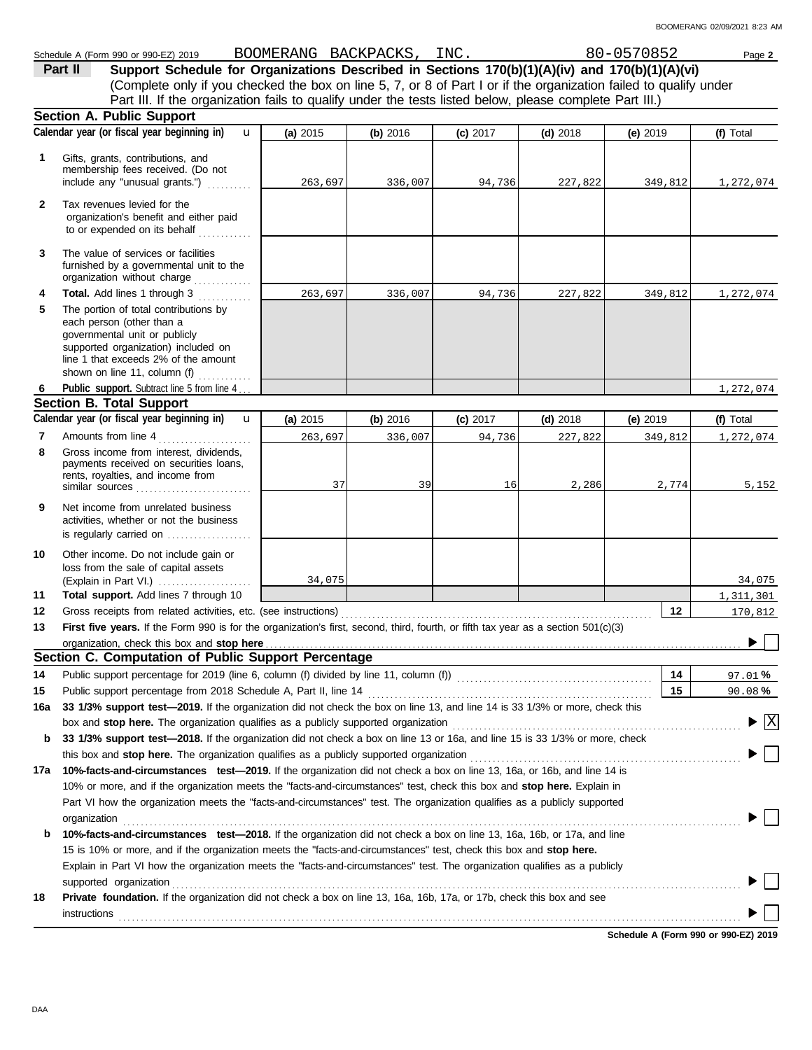Schedule A (Form 990 or 990-EZ) 2019 BOOMERANG BACKPACKS, INC. 80-0570852 Page **2**

## Part II Support Schedule for Organizations Described in Sections 170(b)(1)(A)(iv) and 170(b)(1)(A)(vi)

(Complete only if you checked the box on line 5, 7, or 8 of Part I or if the organization failed to qualify under Part III. If the organization fails to qualify under the tests listed below, please complete Part III.)

### Section A. Public Support

| | Calendar year (or fiscal year beginning in) | (a) 2015 | (b) 2016 | (c) 2017 | (d) 2018 | (e) 2019 | (f) Total |
|---|---|---|---|---|---|---|---|
| 1 | Gifts, grants, contributions, and membership fees received. (Do not include any "unusual grants.") | 263,697 | 336,007 | 94,736 | 227,822 | 349,812 | 1,272,074 |
| 2 | Tax revenues levied for the organization's benefit and either paid to or expended on its behalf | | | | | | |
| 3 | The value of services or facilities furnished by a governmental unit to the organization without charge | | | | | | |
| 4 | **Total.** Add lines 1 through 3 | 263,697 | 336,007 | 94,736 | 227,822 | 349,812 | 1,272,074 |
| 5 | The portion of total contributions by each person (other than a governmental unit or publicly supported organization) included on line 1 that exceeds 2% of the amount shown on line 11, column (f) | | | | | | |
| 6 | **Public support.** Subtract line 5 from line 4 | | | | | | 1,272,074 |

### Section B. Total Support

| | Calendar year (or fiscal year beginning in) | (a) 2015 | (b) 2016 | (c) 2017 | (d) 2018 | (e) 2019 | (f) Total |
|---|---|---|---|---|---|---|---|
| 7 | Amounts from line 4 | 263,697 | 336,007 | 94,736 | 227,822 | 349,812 | 1,272,074 |
| 8 | Gross income from interest, dividends, payments received on securities loans, rents, royalties, and income from similar sources | 37 | 39 | 16 | 2,286 | 2,774 | 5,152 |
| 9 | Net income from unrelated business activities, whether or not the business is regularly carried on | | | | | | |
| 10 | Other income. Do not include gain or loss from the sale of capital assets (Explain in Part VI.) | 34,075 | | | | | 34,075 |
| 11 | **Total support.** Add lines 7 through 10 | | | | | | 1,311,301 |
| 12 | Gross receipts from related activities, etc. (see instructions) | | | | | 12 | 170,812 |

**13** **First five years.** If the Form 990 is for the organization's first, second, third, fourth, or fifth tax year as a section 501(c)(3) organization, check this box and **stop here** ☐

### Section C. Computation of Public Support Percentage

| | | | |
|---|---|---|---|
| 14 | Public support percentage for 2019 (line 6, column (f) divided by line 11, column (f)) | 14 | 97.01 % |
| 15 | Public support percentage from 2018 Schedule A, Part II, line 14 | 15 | 90.08 % |

**16a** **33 1/3% support test—2019.** If the organization did not check the box on line 13, and line 14 is 33 1/3% or more, check this box and **stop here.** The organization qualifies as a publicly supported organization ☒

**b** **33 1/3% support test—2018.** If the organization did not check a box on line 13 or 16a, and line 15 is 33 1/3% or more, check this box and **stop here.** The organization qualifies as a publicly supported organization ☐

**17a** **10%-facts-and-circumstances test—2019.** If the organization did not check a box on line 13, 16a, or 16b, and line 14 is 10% or more, and if the organization meets the "facts-and-circumstances" test, check this box and **stop here.** Explain in Part VI how the organization meets the "facts-and-circumstances" test. The organization qualifies as a publicly supported organization ☐

**b** **10%-facts-and-circumstances test—2018.** If the organization did not check a box on line 13, 16a, 16b, or 17a, and line 15 is 10% or more, and if the organization meets the "facts-and-circumstances" test, check this box and **stop here.** Explain in Part VI how the organization meets the "facts-and-circumstances" test. The organization qualifies as a publicly supported organization ☐

**18** **Private foundation.** If the organization did not check a box on line 13, 16a, 16b, 17a, or 17b, check this box and see instructions ☐

**Schedule A (Form 990 or 990-EZ) 2019**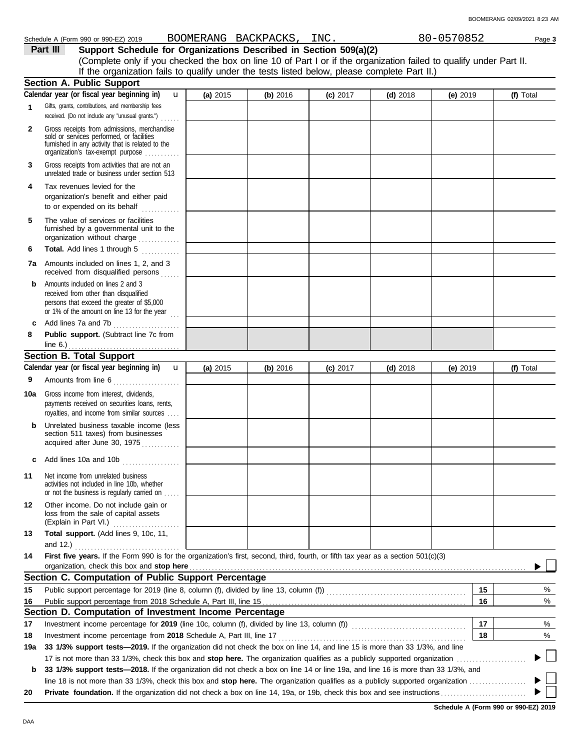Schedule A (Form 990 or 990-EZ) 2019 BOOMERANG BACKPACKS, INC. 80-0570852

## Part III Support Schedule for Organizations Described in Section 509(a)(2)

(Complete only if you checked the box on line 10 of Part I or if the organization failed to qualify under Part II. If the organization fails to qualify under the tests listed below, please complete Part II.)

### Section A. Public Support

| Calendar year (or fiscal year beginning in) | (a) 2015 | (b) 2016 | (c) 2017 | (d) 2018 | (e) 2019 | (f) Total |
|---|---|---|---|---|---|---|
| 1 Gifts, grants, contributions, and membership fees received. (Do not include any "unusual grants.") | | | | | | |
| 2 Gross receipts from admissions, merchandise sold or services performed, or facilities furnished in any activity that is related to the organization's tax-exempt purpose | | | | | | |
| 3 Gross receipts from activities that are not an unrelated trade or business under section 513 | | | | | | |
| 4 Tax revenues levied for the organization's benefit and either paid to or expended on its behalf | | | | | | |
| 5 The value of services or facilities furnished by a governmental unit to the organization without charge | | | | | | |
| 6 **Total.** Add lines 1 through 5 | | | | | | |
| 7a Amounts included on lines 1, 2, and 3 received from disqualified persons | | | | | | |
| b Amounts included on lines 2 and 3 received from other than disqualified persons that exceed the greater of $5,000 or 1% of the amount on line 13 for the year | | | | | | |
| c Add lines 7a and 7b | | | | | | |
| 8 **Public support.** (Subtract line 7c from line 6.) | | | | | | |

### Section B. Total Support

| Calendar year (or fiscal year beginning in) | (a) 2015 | (b) 2016 | (c) 2017 | (d) 2018 | (e) 2019 | (f) Total |
|---|---|---|---|---|---|---|
| 9 Amounts from line 6 | | | | | | |
| 10a Gross income from interest, dividends, payments received on securities loans, rents, royalties, and income from similar sources | | | | | | |
| b Unrelated business taxable income (less section 511 taxes) from businesses acquired after June 30, 1975 | | | | | | |
| c Add lines 10a and 10b | | | | | | |
| 11 Net income from unrelated business activities not included in line 10b, whether or not the business is regularly carried on | | | | | | |
| 12 Other income. Do not include gain or loss from the sale of capital assets (Explain in Part VI.) | | | | | | |
| 13 **Total support.** (Add lines 9, 10c, 11, and 12.) | | | | | | |

14 **First five years.** If the Form 990 is for the organization's first, second, third, fourth, or fifth tax year as a section 501(c)(3) organization, check this box and **stop here** ☐

### Section C. Computation of Public Support Percentage

| | | | |
|---|---|---|---|
| 15 | Public support percentage for 2019 (line 8, column (f), divided by line 13, column (f)) | 15 | % |
| 16 | Public support percentage from 2018 Schedule A, Part III, line 15 | 16 | % |

### Section D. Computation of Investment Income Percentage

| | | | |
|---|---|---|---|
| 17 | Investment income percentage for **2019** (line 10c, column (f), divided by line 13, column (f)) | 17 | % |
| 18 | Investment income percentage from **2018** Schedule A, Part III, line 17 | 18 | % |

19a **33 1/3% support tests—2019.** If the organization did not check the box on line 14, and line 15 is more than 33 1/3%, and line 17 is not more than 33 1/3%, check this box and **stop here.** The organization qualifies as a publicly supported organization ☐

b **33 1/3% support tests—2018.** If the organization did not check a box on line 14 or line 19a, and line 16 is more than 33 1/3%, and line 18 is not more than 33 1/3%, check this box and **stop here.** The organization qualifies as a publicly supported organization ☐

20 **Private foundation.** If the organization did not check a box on line 14, 19a, or 19b, check this box and see instructions ☐

**Schedule A (Form 990 or 990-EZ) 2019**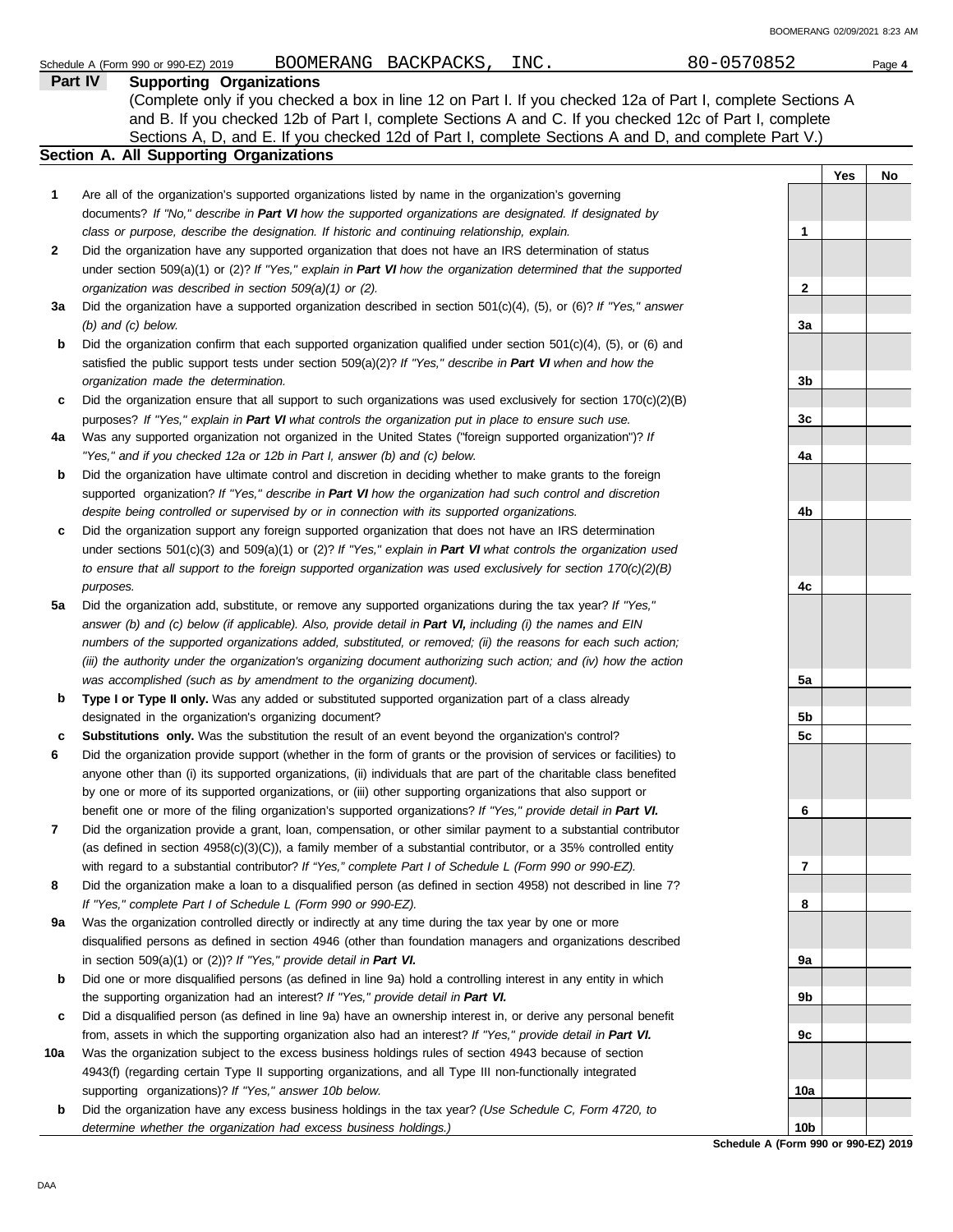Schedule A (Form 990 or 990-EZ) 2019 BOOMERANG BACKPACKS, INC. 80-0570852

**Part IV Supporting Organizations**

(Complete only if you checked a box in line 12 on Part I. If you checked 12a of Part I, complete Sections A and B. If you checked 12b of Part I, complete Sections A and C. If you checked 12c of Part I, complete Sections A, D, and E. If you checked 12d of Part I, complete Sections A and D, and complete Part V.)

**Section A. All Supporting Organizations**

| | | | Yes | No |
|---|---|---|---|---|
| 1 | Are all of the organization's supported organizations listed by name in the organization's governing documents? *If "No," describe in **Part VI** how the supported organizations are designated. If designated by class or purpose, describe the designation. If historic and continuing relationship, explain.* | 1 | | |
| 2 | Did the organization have any supported organization that does not have an IRS determination of status under section 509(a)(1) or (2)? *If "Yes," explain in **Part VI** how the organization determined that the supported organization was described in section 509(a)(1) or (2).* | 2 | | |
| 3a | Did the organization have a supported organization described in section 501(c)(4), (5), or (6)? *If "Yes," answer (b) and (c) below.* | 3a | | |
| b | Did the organization confirm that each supported organization qualified under section 501(c)(4), (5), or (6) and satisfied the public support tests under section 509(a)(2)? *If "Yes," describe in **Part VI** when and how the organization made the determination.* | 3b | | |
| c | Did the organization ensure that all support to such organizations was used exclusively for section 170(c)(2)(B) purposes? *If "Yes," explain in **Part VI** what controls the organization put in place to ensure such use.* | 3c | | |
| 4a | Was any supported organization not organized in the United States ("foreign supported organization")? *If "Yes," and if you checked 12a or 12b in Part I, answer (b) and (c) below.* | 4a | | |
| b | Did the organization have ultimate control and discretion in deciding whether to make grants to the foreign supported organization? *If "Yes," describe in **Part VI** how the organization had such control and discretion despite being controlled or supervised by or in connection with its supported organizations.* | 4b | | |
| c | Did the organization support any foreign supported organization that does not have an IRS determination under sections 501(c)(3) and 509(a)(1) or (2)? *If "Yes," explain in **Part VI** what controls the organization used to ensure that all support to the foreign supported organization was used exclusively for section 170(c)(2)(B) purposes.* | 4c | | |
| 5a | Did the organization add, substitute, or remove any supported organizations during the tax year? *If "Yes," answer (b) and (c) below (if applicable). Also, provide detail in **Part VI,** including (i) the names and EIN numbers of the supported organizations added, substituted, or removed; (ii) the reasons for each such action; (iii) the authority under the organization's organizing document authorizing such action; and (iv) how the action was accomplished (such as by amendment to the organizing document).* | 5a | | |
| b | **Type I or Type II only.** Was any added or substituted supported organization part of a class already designated in the organization's organizing document? | 5b | | |
| c | **Substitutions only.** Was the substitution the result of an event beyond the organization's control? | 5c | | |
| 6 | Did the organization provide support (whether in the form of grants or the provision of services or facilities) to anyone other than (i) its supported organizations, (ii) individuals that are part of the charitable class benefited by one or more of its supported organizations, or (iii) other supporting organizations that also support or benefit one or more of the filing organization's supported organizations? ***If "Yes," provide detail in Part VI.*** | 6 | | |
| 7 | Did the organization provide a grant, loan, compensation, or other similar payment to a substantial contributor (as defined in section 4958(c)(3)(C)), a family member of a substantial contributor, or a 35% controlled entity with regard to a substantial contributor? *If "Yes," complete Part I of Schedule L (Form 990 or 990-EZ).* | 7 | | |
| 8 | Did the organization make a loan to a disqualified person (as defined in section 4958) not described in line 7? *If "Yes," complete Part I of Schedule L (Form 990 or 990-EZ).* | 8 | | |
| 9a | Was the organization controlled directly or indirectly at any time during the tax year by one or more disqualified persons as defined in section 4946 (other than foundation managers and organizations described in section 509(a)(1) or (2))? *If "Yes," provide detail in **Part VI.*** | 9a | | |
| b | Did one or more disqualified persons (as defined in line 9a) hold a controlling interest in any entity in which the supporting organization had an interest? *If "Yes," provide detail in **Part VI.*** | 9b | | |
| c | Did a disqualified person (as defined in line 9a) have an ownership interest in, or derive any personal benefit from, assets in which the supporting organization also had an interest? *If "Yes," provide detail in **Part VI.*** | 9c | | |
| 10a | Was the organization subject to the excess business holdings rules of section 4943 because of section 4943(f) (regarding certain Type II supporting organizations, and all Type III non-functionally integrated supporting organizations)? *If "Yes," answer 10b below.* | 10a | | |
| b | Did the organization have any excess business holdings in the tax year? *(Use Schedule C, Form 4720, to determine whether the organization had excess business holdings.)* | 10b | | |

**Schedule A (Form 990 or 990-EZ) 2019**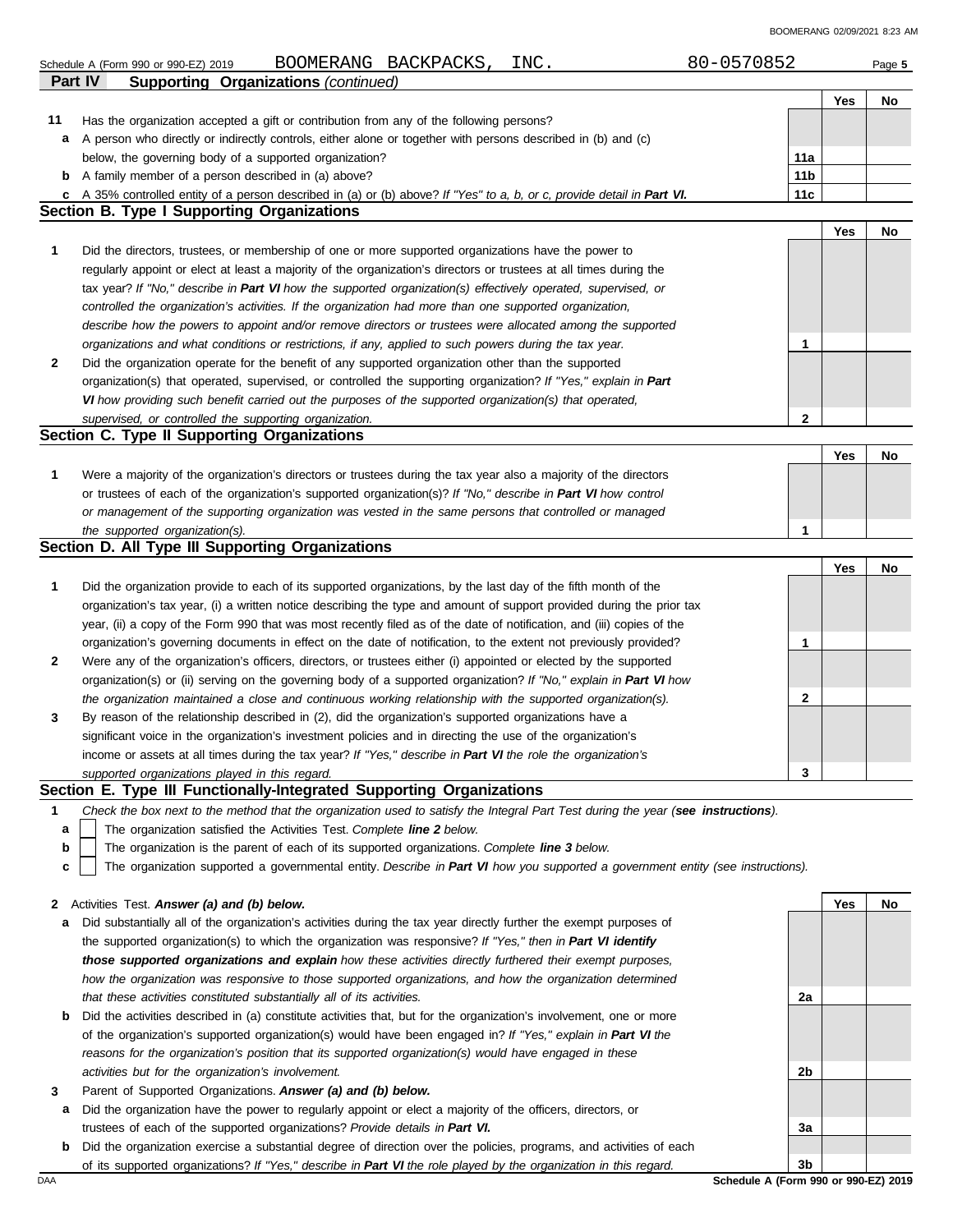Schedule A (Form 990 or 990-EZ) 2019 BOOMERANG BACKPACKS, INC. 80-0570852

**Part IV — Supporting Organizations** *(continued)*

| | | | Yes | No |
|---|---|---|---|---|
| **11** | Has the organization accepted a gift or contribution from any of the following persons? | | | |
| **a** | A person who directly or indirectly controls, either alone or together with persons described in (b) and (c) below, the governing body of a supported organization? | 11a | | |
| **b** | A family member of a person described in (a) above? | 11b | | |
| **c** | A 35% controlled entity of a person described in (a) or (b) above? *If "Yes" to a, b, or c, provide detail in **Part VI.*** | 11c | | |

## Section B. Type I Supporting Organizations

| | | | Yes | No |
|---|---|---|---|---|
| **1** | Did the directors, trustees, or membership of one or more supported organizations have the power to regularly appoint or elect at least a majority of the organization's directors or trustees at all times during the tax year? *If "No," describe in **Part VI** how the supported organization(s) effectively operated, supervised, or controlled the organization's activities. If the organization had more than one supported organization, describe how the powers to appoint and/or remove directors or trustees were allocated among the supported organizations and what conditions or restrictions, if any, applied to such powers during the tax year.* | 1 | | |
| **2** | Did the organization operate for the benefit of any supported organization other than the supported organization(s) that operated, supervised, or controlled the supporting organization? *If "Yes," explain in **Part VI** how providing such benefit carried out the purposes of the supported organization(s) that operated, supervised, or controlled the supporting organization.* | 2 | | |

## Section C. Type II Supporting Organizations

| | | | Yes | No |
|---|---|---|---|---|
| **1** | Were a majority of the organization's directors or trustees during the tax year also a majority of the directors or trustees of each of the organization's supported organization(s)? *If "No," describe in **Part VI** how control or management of the supporting organization was vested in the same persons that controlled or managed the supported organization(s).* | 1 | | |

## Section D. All Type III Supporting Organizations

| | | | Yes | No |
|---|---|---|---|---|
| **1** | Did the organization provide to each of its supported organizations, by the last day of the fifth month of the organization's tax year, (i) a written notice describing the type and amount of support provided during the prior tax year, (ii) a copy of the Form 990 that was most recently filed as of the date of notification, and (iii) copies of the organization's governing documents in effect on the date of notification, to the extent not previously provided? | 1 | | |
| **2** | Were any of the organization's officers, directors, or trustees either (i) appointed or elected by the supported organization(s) or (ii) serving on the governing body of a supported organization? *If "No," explain in **Part VI** how the organization maintained a close and continuous working relationship with the supported organization(s).* | 2 | | |
| **3** | By reason of the relationship described in (2), did the organization's supported organizations have a significant voice in the organization's investment policies and in directing the use of the organization's income or assets at all times during the tax year? *If "Yes," describe in **Part VI** the role the organization's supported organizations played in this regard.* | 3 | | |

## Section E. Type III Functionally-Integrated Supporting Organizations

**1** *Check the box next to the method that the organization used to satisfy the Integral Part Test during the year (**see instructions**).*

- **a** ☐ The organization satisfied the Activities Test. *Complete **line 2** below.*
- **b** ☐ The organization is the parent of each of its supported organizations. *Complete **line 3** below.*
- **c** ☐ The organization supported a governmental entity. *Describe in **Part VI** how you supported a government entity (see instructions).*

| | | | Yes | No |
|---|---|---|---|---|
| **2** | Activities Test. ***Answer (a) and (b) below.*** | | | |
| **a** | Did substantially all of the organization's activities during the tax year directly further the exempt purposes of the supported organization(s) to which the organization was responsive? *If "Yes," then in **Part VI identify those supported organizations and explain** how these activities directly furthered their exempt purposes, how the organization was responsive to those supported organizations, and how the organization determined that these activities constituted substantially all of its activities.* | 2a | | |
| **b** | Did the activities described in (a) constitute activities that, but for the organization's involvement, one or more of the organization's supported organization(s) would have been engaged in? *If "Yes," explain in **Part VI** the reasons for the organization's position that its supported organization(s) would have engaged in these activities but for the organization's involvement.* | 2b | | |
| **3** | Parent of Supported Organizations. ***Answer (a) and (b) below.*** | | | |
| **a** | Did the organization have the power to regularly appoint or elect a majority of the officers, directors, or trustees of each of the supported organizations? *Provide details in **Part VI.*** | 3a | | |
| **b** | Did the organization exercise a substantial degree of direction over the policies, programs, and activities of each of its supported organizations? *If "Yes," describe in **Part VI** the role played by the organization in this regard.* | 3b | | |

DAA **Schedule A (Form 990 or 990-EZ) 2019**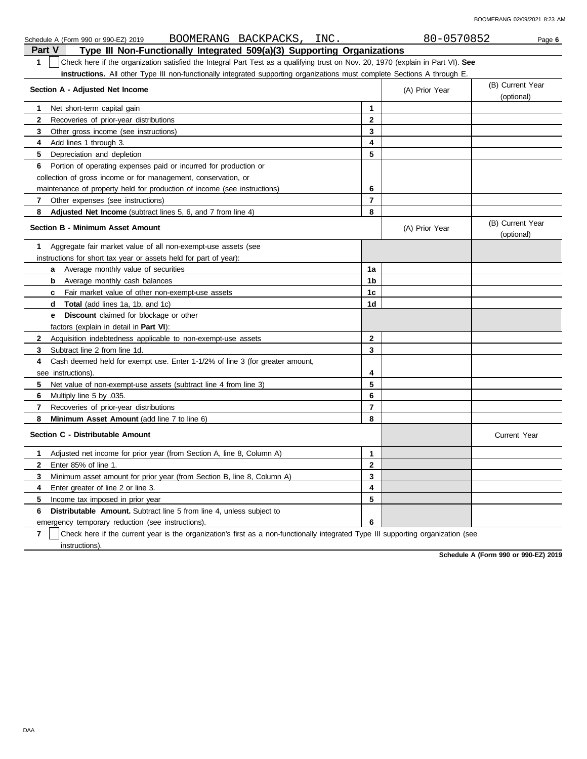Schedule A (Form 990 or 990-EZ) 2019 BOOMERANG BACKPACKS, INC. 80-0570852

## Part V Type III Non-Functionally Integrated 509(a)(3) Supporting Organizations

**1** ☐ Check here if the organization satisfied the Integral Part Test as a qualifying trust on Nov. 20, 1970 (explain in Part VI). **See instructions.** All other Type III non-functionally integrated supporting organizations must complete Sections A through E.

| Section A - Adjusted Net Income | | (A) Prior Year | (B) Current Year (optional) |
|---|---|---|---|
| **1** Net short-term capital gain | 1 | | |
| **2** Recoveries of prior-year distributions | 2 | | |
| **3** Other gross income (see instructions) | 3 | | |
| **4** Add lines 1 through 3. | 4 | | |
| **5** Depreciation and depletion | 5 | | |
| **6** Portion of operating expenses paid or incurred for production or collection of gross income or for management, conservation, or maintenance of property held for production of income (see instructions) | 6 | | |
| **7** Other expenses (see instructions) | 7 | | |
| **8** **Adjusted Net Income** (subtract lines 5, 6, and 7 from line 4) | 8 | | |

| Section B - Minimum Asset Amount | | (A) Prior Year | (B) Current Year (optional) |
|---|---|---|---|
| **1** Aggregate fair market value of all non-exempt-use assets (see instructions for short tax year or assets held for part of year): | | | |
| **a** Average monthly value of securities | 1a | | |
| **b** Average monthly cash balances | 1b | | |
| **c** Fair market value of other non-exempt-use assets | 1c | | |
| **d** **Total** (add lines 1a, 1b, and 1c) | 1d | | |
| **e** **Discount** claimed for blockage or other factors (explain in detail in **Part VI**): | | | |
| **2** Acquisition indebtedness applicable to non-exempt-use assets | 2 | | |
| **3** Subtract line 2 from line 1d. | 3 | | |
| **4** Cash deemed held for exempt use. Enter 1-1/2% of line 3 (for greater amount, see instructions). | 4 | | |
| **5** Net value of non-exempt-use assets (subtract line 4 from line 3) | 5 | | |
| **6** Multiply line 5 by .035. | 6 | | |
| **7** Recoveries of prior-year distributions | 7 | | |
| **8** **Minimum Asset Amount** (add line 7 to line 6) | 8 | | |

| Section C - Distributable Amount | | | Current Year |
|---|---|---|---|
| **1** Adjusted net income for prior year (from Section A, line 8, Column A) | 1 | | |
| **2** Enter 85% of line 1. | 2 | | |
| **3** Minimum asset amount for prior year (from Section B, line 8, Column A) | 3 | | |
| **4** Enter greater of line 2 or line 3. | 4 | | |
| **5** Income tax imposed in prior year | 5 | | |
| **6** **Distributable Amount.** Subtract line 5 from line 4, unless subject to emergency temporary reduction (see instructions). | 6 | | |

**7** ☐ Check here if the current year is the organization's first as a non-functionally integrated Type III supporting organization (see instructions).

**Schedule A (Form 990 or 990-EZ) 2019**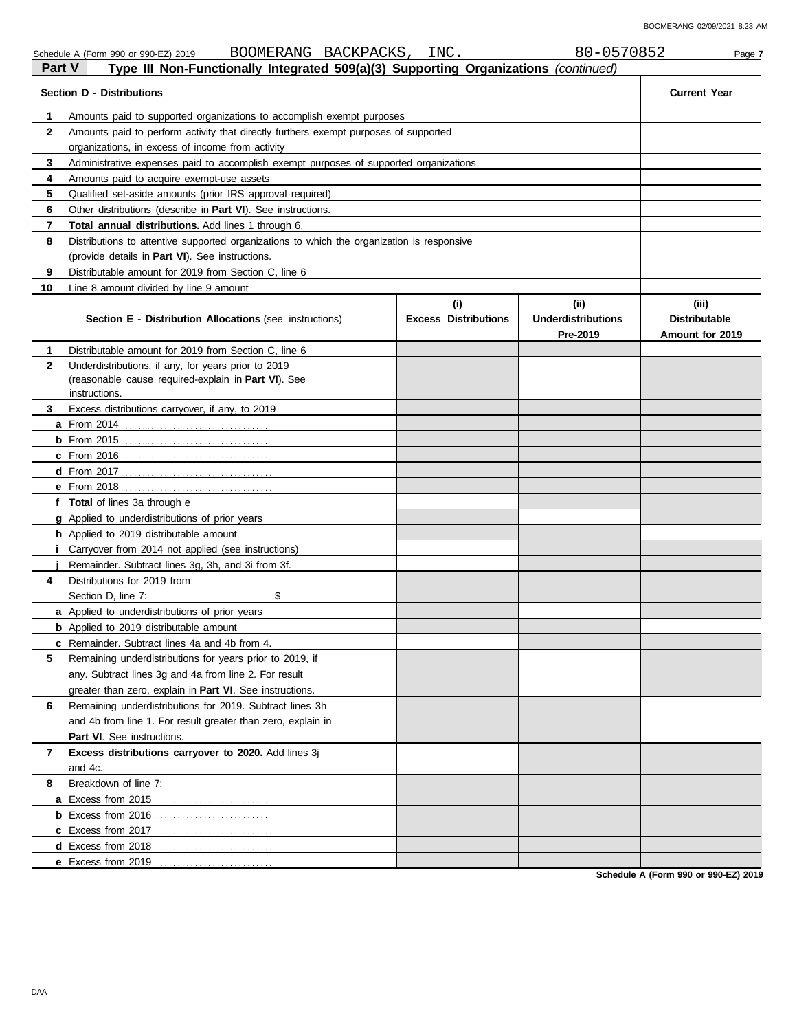Schedule A (Form 990 or 990-EZ) 2019 BOOMERANG BACKPACKS, INC. 80-0570852

## Part V Type III Non-Functionally Integrated 509(a)(3) Supporting Organizations *(continued)*

| | Section D - Distributions | Current Year |
|---|---|---|
| 1 | Amounts paid to supported organizations to accomplish exempt purposes | |
| 2 | Amounts paid to perform activity that directly furthers exempt purposes of supported organizations, in excess of income from activity | |
| 3 | Administrative expenses paid to accomplish exempt purposes of supported organizations | |
| 4 | Amounts paid to acquire exempt-use assets | |
| 5 | Qualified set-aside amounts (prior IRS approval required) | |
| 6 | Other distributions (describe in **Part VI**). See instructions. | |
| 7 | **Total annual distributions.** Add lines 1 through 6. | |
| 8 | Distributions to attentive supported organizations to which the organization is responsive (provide details in **Part VI**). See instructions. | |
| 9 | Distributable amount for 2019 from Section C, line 6 | |
| 10 | Line 8 amount divided by line 9 amount | |

| | Section E - Distribution Allocations (see instructions) | (i) Excess Distributions | (ii) Underdistributions Pre-2019 | (iii) Distributable Amount for 2019 |
|---|---|---|---|---|
| 1 | Distributable amount for 2019 from Section C, line 6 | | | |
| 2 | Underdistributions, if any, for years prior to 2019 (reasonable cause required-explain in **Part VI**). See instructions. | | | |
| 3 | Excess distributions carryover, if any, to 2019 | | | |
| a | From 2014 | | | |
| b | From 2015 | | | |
| c | From 2016 | | | |
| d | From 2017 | | | |
| e | From 2018 | | | |
| f | **Total** of lines 3a through e | | | |
| g | Applied to underdistributions of prior years | | | |
| h | Applied to 2019 distributable amount | | | |
| i | Carryover from 2014 not applied (see instructions) | | | |
| j | Remainder. Subtract lines 3g, 3h, and 3i from 3f. | | | |
| 4 | Distributions for 2019 from Section D, line 7: $ | | | |
| a | Applied to underdistributions of prior years | | | |
| b | Applied to 2019 distributable amount | | | |
| c | Remainder. Subtract lines 4a and 4b from 4. | | | |
| 5 | Remaining underdistributions for years prior to 2019, if any. Subtract lines 3g and 4a from line 2. For result greater than zero, explain in **Part VI**. See instructions. | | | |
| 6 | Remaining underdistributions for 2019. Subtract lines 3h and 4b from line 1. For result greater than zero, explain in **Part VI**. See instructions. | | | |
| 7 | **Excess distributions carryover to 2020.** Add lines 3j and 4c. | | | |
| 8 | Breakdown of line 7: | | | |
| a | Excess from 2015 | | | |
| b | Excess from 2016 | | | |
| c | Excess from 2017 | | | |
| d | Excess from 2018 | | | |
| e | Excess from 2019 | | | |

**Schedule A (Form 990 or 990-EZ) 2019**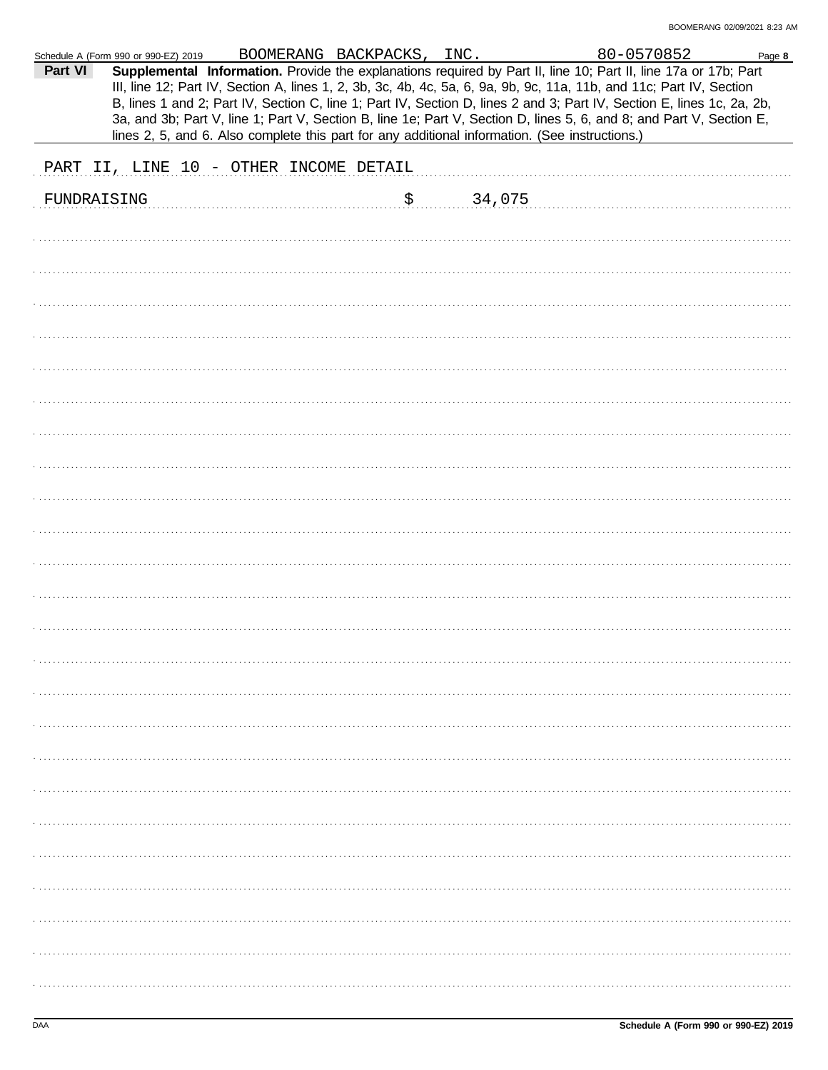Schedule A (Form 990 or 990-EZ) 2019 BOOMERANG BACKPACKS, INC. 80-0570852 Page **8**

**Part VI** **Supplemental Information.** Provide the explanations required by Part II, line 10; Part II, line 17a or 17b; Part III, line 12; Part IV, Section A, lines 1, 2, 3b, 3c, 4b, 4c, 5a, 6, 9a, 9b, 9c, 11a, 11b, and 11c; Part IV, Section B, lines 1 and 2; Part IV, Section C, line 1; Part IV, Section D, lines 2 and 3; Part IV, Section E, lines 1c, 2a, 2b, 3a, and 3b; Part V, line 1; Part V, Section B, line 1e; Part V, Section D, lines 5, 6, and 8; and Part V, Section E, lines 2, 5, and 6. Also complete this part for any additional information. (See instructions.)

PART II, LINE 10 - OTHER INCOME DETAIL

FUNDRAISING $ 34,075

Schedule A (Form 990 or 990-EZ) 2019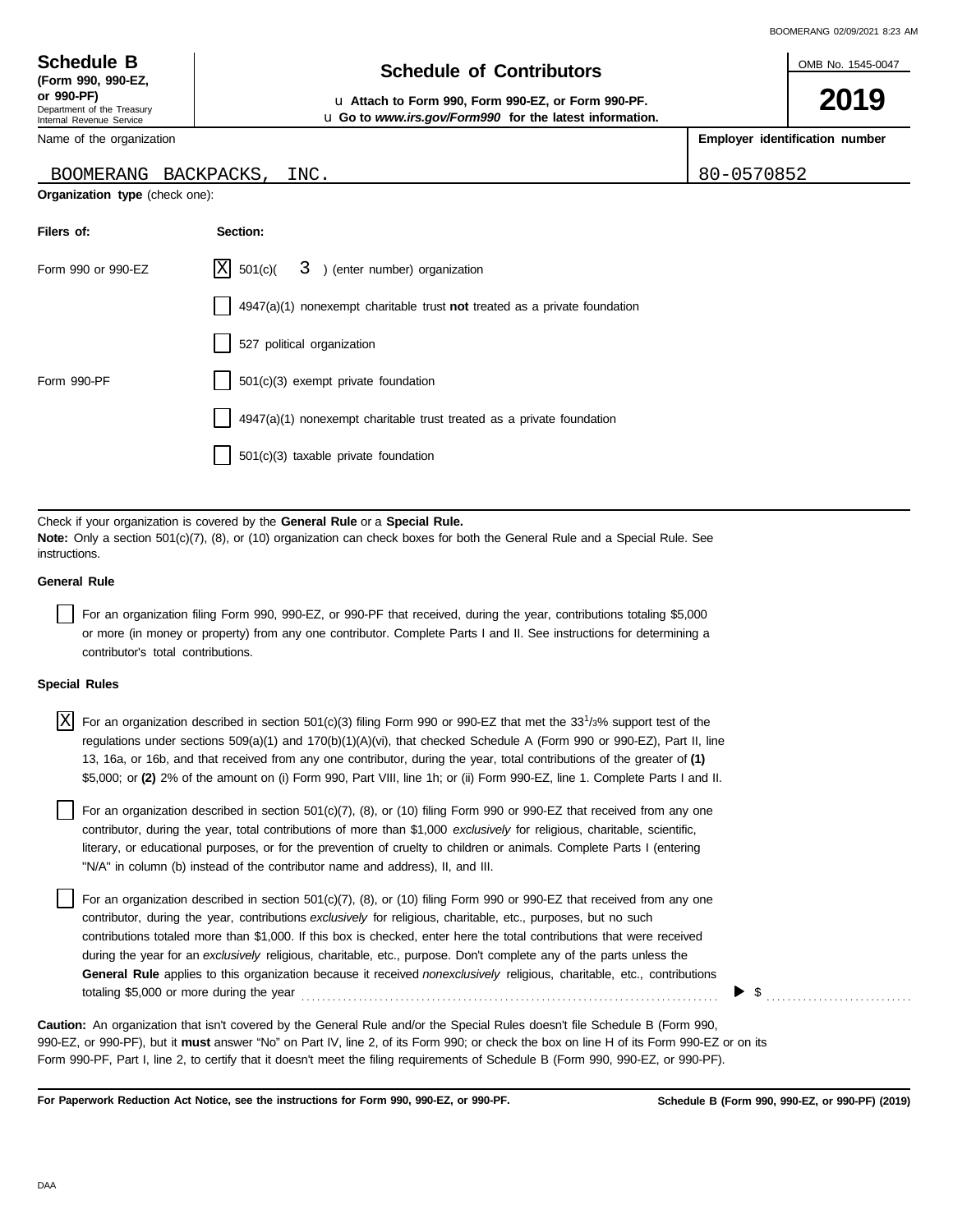**Schedule B**
**(Form 990, 990-EZ, or 990-PF)**
Department of the Treasury
Internal Revenue Service

# Schedule of Contributors

u **Attach to Form 990, Form 990-EZ, or Form 990-PF.**
u **Go to *www.irs.gov/Form990* for the latest information.**

OMB No. 1545-0047

**2019**

| Name of the organization | Employer identification number |
|---|---|
| BOOMERANG BACKPACKS, INC. | 80-0570852 |

**Organization type** (check one):

| Filers of: | Section: |
|---|---|
| Form 990 or 990-EZ | [X] 501(c)( 3 ) (enter number) organization |
| | [ ] 4947(a)(1) nonexempt charitable trust **not** treated as a private foundation |
| | [ ] 527 political organization |
| Form 990-PF | [ ] 501(c)(3) exempt private foundation |
| | [ ] 4947(a)(1) nonexempt charitable trust treated as a private foundation |
| | [ ] 501(c)(3) taxable private foundation |

Check if your organization is covered by the **General Rule** or a **Special Rule.**
**Note:** Only a section 501(c)(7), (8), or (10) organization can check boxes for both the General Rule and a Special Rule. See instructions.

**General Rule**

[ ] For an organization filing Form 990, 990-EZ, or 990-PF that received, during the year, contributions totaling $5,000 or more (in money or property) from any one contributor. Complete Parts I and II. See instructions for determining a contributor's total contributions.

**Special Rules**

[X] For an organization described in section 501(c)(3) filing Form 990 or 990-EZ that met the 33 1/3% support test of the regulations under sections 509(a)(1) and 170(b)(1)(A)(vi), that checked Schedule A (Form 990 or 990-EZ), Part II, line 13, 16a, or 16b, and that received from any one contributor, during the year, total contributions of the greater of **(1)** $5,000; or **(2)** 2% of the amount on (i) Form 990, Part VIII, line 1h; or (ii) Form 990-EZ, line 1. Complete Parts I and II.

[ ] For an organization described in section 501(c)(7), (8), or (10) filing Form 990 or 990-EZ that received from any one contributor, during the year, total contributions of more than $1,000 *exclusively* for religious, charitable, scientific, literary, or educational purposes, or for the prevention of cruelty to children or animals. Complete Parts I (entering "N/A" in column (b) instead of the contributor name and address), II, and III.

[ ] For an organization described in section 501(c)(7), (8), or (10) filing Form 990 or 990-EZ that received from any one contributor, during the year, contributions *exclusively* for religious, charitable, etc., purposes, but no such contributions totaled more than $1,000. If this box is checked, enter here the total contributions that were received during the year for an *exclusively* religious, charitable, etc., purpose. Don't complete any of the parts unless the **General Rule** applies to this organization because it received *nonexclusively* religious, charitable, etc., contributions totaling $5,000 or more during the year . . . . . . . . ▶ $ . . . . . . . .

**Caution:** An organization that isn't covered by the General Rule and/or the Special Rules doesn't file Schedule B (Form 990, 990-EZ, or 990-PF), but it **must** answer "No" on Part IV, line 2, of its Form 990; or check the box on line H of its Form 990-EZ or on its Form 990-PF, Part I, line 2, to certify that it doesn't meet the filing requirements of Schedule B (Form 990, 990-EZ, or 990-PF).

**For Paperwork Reduction Act Notice, see the instructions for Form 990, 990-EZ, or 990-PF.** **Schedule B (Form 990, 990-EZ, or 990-PF) (2019)**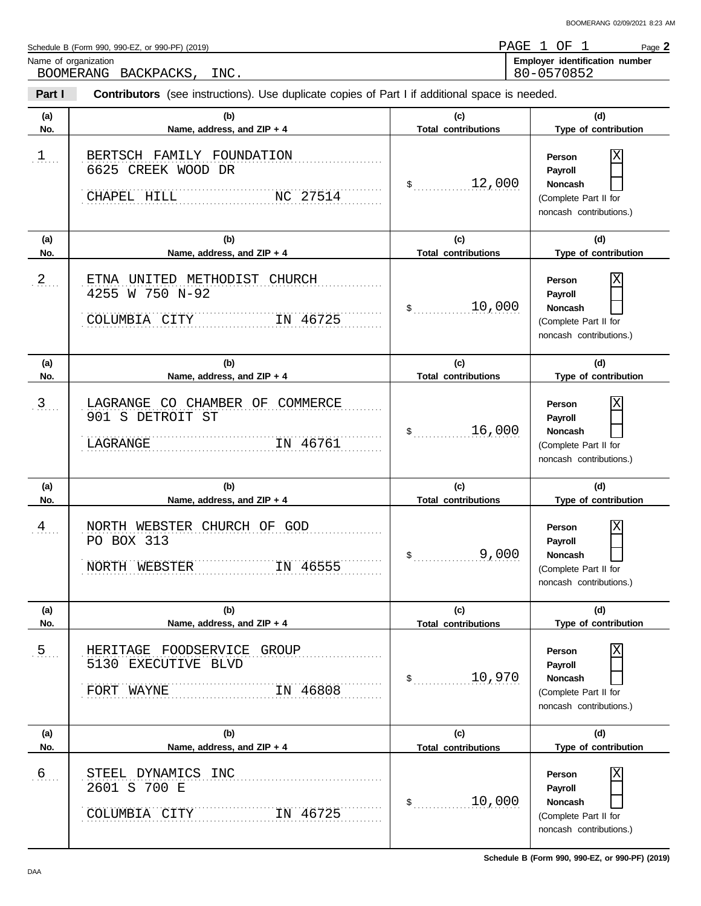Schedule B (Form 990, 990-EZ, or 990-PF) (2019)

PAGE 1 OF 1

Page **2**

Name of organization: BOOMERANG BACKPACKS, INC.

**Employer identification number**: 80-0570852

**Part I** **Contributors** (see instructions). Use duplicate copies of Part I if additional space is needed.

| (a) No. | (b) Name, address, and ZIP + 4 | (c) Total contributions | (d) Type of contribution |
|---|---|---|---|
| 1 | BERTSCH FAMILY FOUNDATION<br>6625 CREEK WOOD DR<br>CHAPEL HILL NC 27514 | $ 12,000 | Person [X]<br>Payroll [ ]<br>Noncash [ ]<br>(Complete Part II for noncash contributions.) |
| 2 | ETNA UNITED METHODIST CHURCH<br>4255 W 750 N-92<br>COLUMBIA CITY IN 46725 | $ 10,000 | Person [X]<br>Payroll [ ]<br>Noncash [ ]<br>(Complete Part II for noncash contributions.) |
| 3 | LAGRANGE CO CHAMBER OF COMMERCE<br>901 S DETROIT ST<br>LAGRANGE IN 46761 | $ 16,000 | Person [X]<br>Payroll [ ]<br>Noncash [ ]<br>(Complete Part II for noncash contributions.) |
| 4 | NORTH WEBSTER CHURCH OF GOD<br>PO BOX 313<br>NORTH WEBSTER IN 46555 | $ 9,000 | Person [X]<br>Payroll [ ]<br>Noncash [ ]<br>(Complete Part II for noncash contributions.) |
| 5 | HERITAGE FOODSERVICE GROUP<br>5130 EXECUTIVE BLVD<br>FORT WAYNE IN 46808 | $ 10,970 | Person [X]<br>Payroll [ ]<br>Noncash [ ]<br>(Complete Part II for noncash contributions.) |
| 6 | STEEL DYNAMICS INC<br>2601 S 700 E<br>COLUMBIA CITY IN 46725 | $ 10,000 | Person [X]<br>Payroll [ ]<br>Noncash [ ]<br>(Complete Part II for noncash contributions.) |

**Schedule B (Form 990, 990-EZ, or 990-PF) (2019)**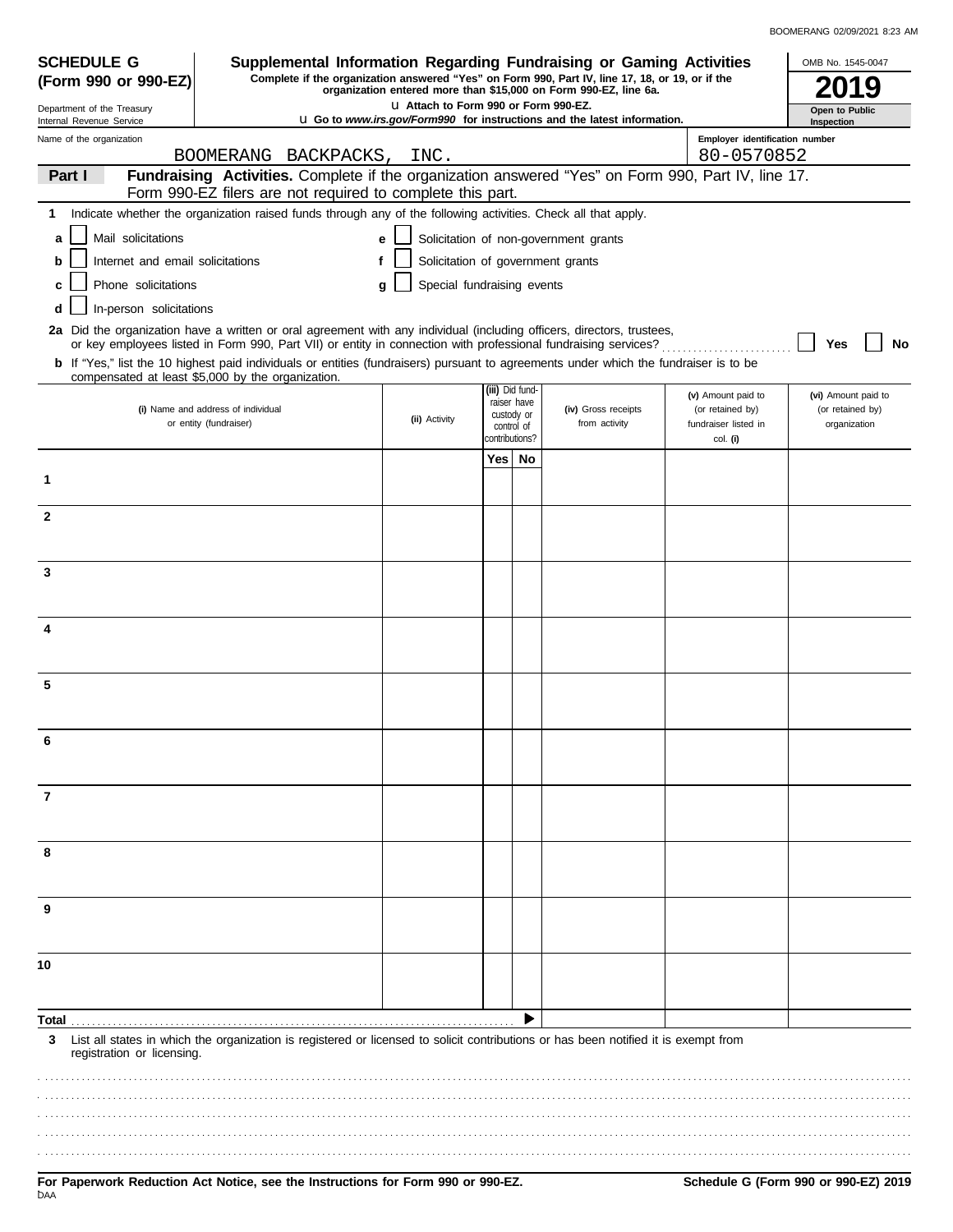**SCHEDULE G (Form 990 or 990-EZ)**

Department of the Treasury
Internal Revenue Service

# Supplemental Information Regarding Fundraising or Gaming Activities

**Complete if the organization answered "Yes" on Form 990, Part IV, line 17, 18, or 19, or if the organization entered more than $15,000 on Form 990-EZ, line 6a.**

**u Attach to Form 990 or Form 990-EZ.**

**u Go to *www.irs.gov/Form990* for instructions and the latest information.**

OMB No. 1545-0047

**2019**

**Open to Public Inspection**

Name of the organization: BOOMERANG BACKPACKS, INC.

Employer identification number: 80-0570852

**Part I** **Fundraising Activities.** Complete if the organization answered "Yes" on Form 990, Part IV, line 17. Form 990-EZ filers are not required to complete this part.

**1** Indicate whether the organization raised funds through any of the following activities. Check all that apply.

- **a** ☐ Mail solicitations
- **b** ☐ Internet and email solicitations
- **c** ☐ Phone solicitations
- **d** ☐ In-person solicitations
- **e** ☐ Solicitation of non-government grants
- **f** ☐ Solicitation of government grants
- **g** ☐ Special fundraising events

**2a** Did the organization have a written or oral agreement with any individual (including officers, directors, trustees, or key employees listed in Form 990, Part VII) or entity in connection with professional fundraising services? ☐ **Yes** ☐ **No**

**b** If "Yes," list the 10 highest paid individuals or entities (fundraisers) pursuant to agreements under which the fundraiser is to be compensated at least $5,000 by the organization.

| | (i) Name and address of individual or entity (fundraiser) | (ii) Activity | (iii) Did fundraiser have custody or control of contributions? Yes | No | (iv) Gross receipts from activity | (v) Amount paid to (or retained by) fundraiser listed in col. (i) | (vi) Amount paid to (or retained by) organization |
|---|---|---|---|---|---|---|---|
| 1 | | | | | | | |
| 2 | | | | | | | |
| 3 | | | | | | | |
| 4 | | | | | | | |
| 5 | | | | | | | |
| 6 | | | | | | | |
| 7 | | | | | | | |
| 8 | | | | | | | |
| 9 | | | | | | | |
| 10 | | | | | | | |
| **Total** | | | | ▶ | | | |

**3** List all states in which the organization is registered or licensed to solicit contributions or has been notified it is exempt from registration or licensing.

**For Paperwork Reduction Act Notice, see the Instructions for Form 990 or 990-EZ.**

**Schedule G (Form 990 or 990-EZ) 2019**

DAA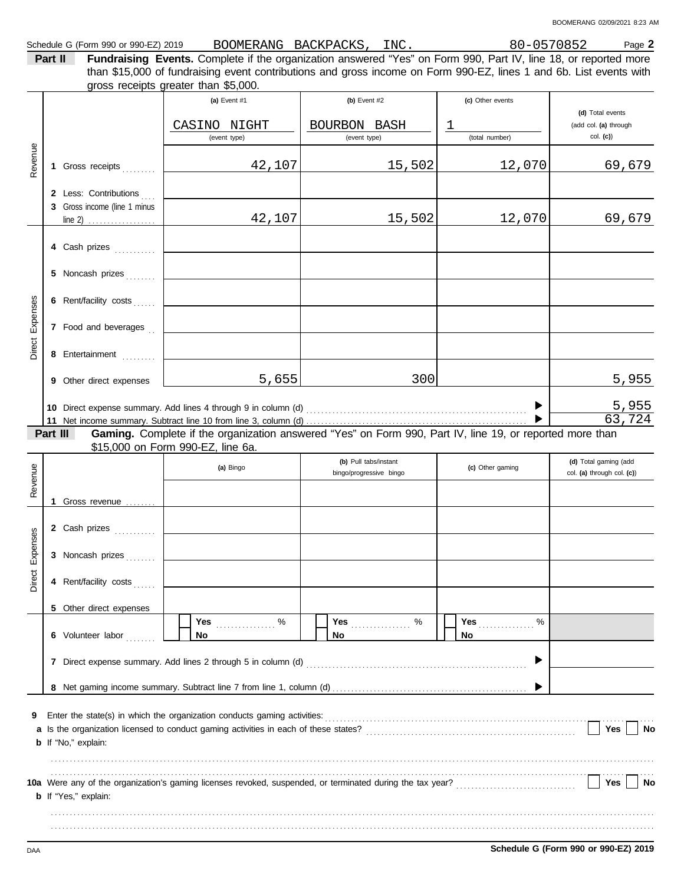Schedule G (Form 990 or 990-EZ) 2019 BOOMERANG BACKPACKS, INC. 80-0570852 Page **2**

**Part II** **Fundraising Events.** Complete if the organization answered "Yes" on Form 990, Part IV, line 18, or reported more than $15,000 of fundraising event contributions and gross income on Form 990-EZ, lines 1 and 6b. List events with gross receipts greater than $5,000.

| | | (a) Event #1 | (b) Event #2 | (c) Other events | (d) Total events (add col. (a) through col. (c)) |
|---|---|---|---|---|---|
| | | CASINO NIGHT (event type) | BOURBON BASH (event type) | 1 (total number) | |
| Revenue | 1 Gross receipts | 42,107 | 15,502 | 12,070 | 69,679 |
| | 2 Less: Contributions | | | | |
| | 3 Gross income (line 1 minus line 2) | 42,107 | 15,502 | 12,070 | 69,679 |
| Direct Expenses | 4 Cash prizes | | | | |
| | 5 Noncash prizes | | | | |
| | 6 Rent/facility costs | | | | |
| | 7 Food and beverages | | | | |
| | 8 Entertainment | | | | |
| | 9 Other direct expenses | 5,655 | 300 | | 5,955 |
| | 10 Direct expense summary. Add lines 4 through 9 in column (d) | | | ▶ | 5,955 |
| | 11 Net income summary. Subtract line 10 from line 3, column (d) | | | ▶ | 63,724 |

**Part III** **Gaming.** Complete if the organization answered "Yes" on Form 990, Part IV, line 19, or reported more than $15,000 on Form 990-EZ, line 6a.

| | | (a) Bingo | (b) Pull tabs/instant bingo/progressive bingo | (c) Other gaming | (d) Total gaming (add col. (a) through col. (c)) |
|---|---|---|---|---|---|
| Revenue | 1 Gross revenue | | | | |
| Direct Expenses | 2 Cash prizes | | | | |
| | 3 Noncash prizes | | | | |
| | 4 Rent/facility costs | | | | |
| | 5 Other direct expenses | | | | |
| | 6 Volunteer labor | Yes ....... % No | Yes ....... % No | Yes ....... % No | |
| | 7 Direct expense summary. Add lines 2 through 5 in column (d) | | | ▶ | |
| | 8 Net gaming income summary. Subtract line 7 from line 1, column (d) | | | ▶ | |

**9** Enter the state(s) in which the organization conducts gaming activities:

**a** Is the organization licensed to conduct gaming activities in each of these states? Yes No

**b** If "No," explain:

**10a** Were any of the organization's gaming licenses revoked, suspended, or terminated during the tax year? Yes No

**b** If "Yes," explain:

DAA **Schedule G (Form 990 or 990-EZ) 2019**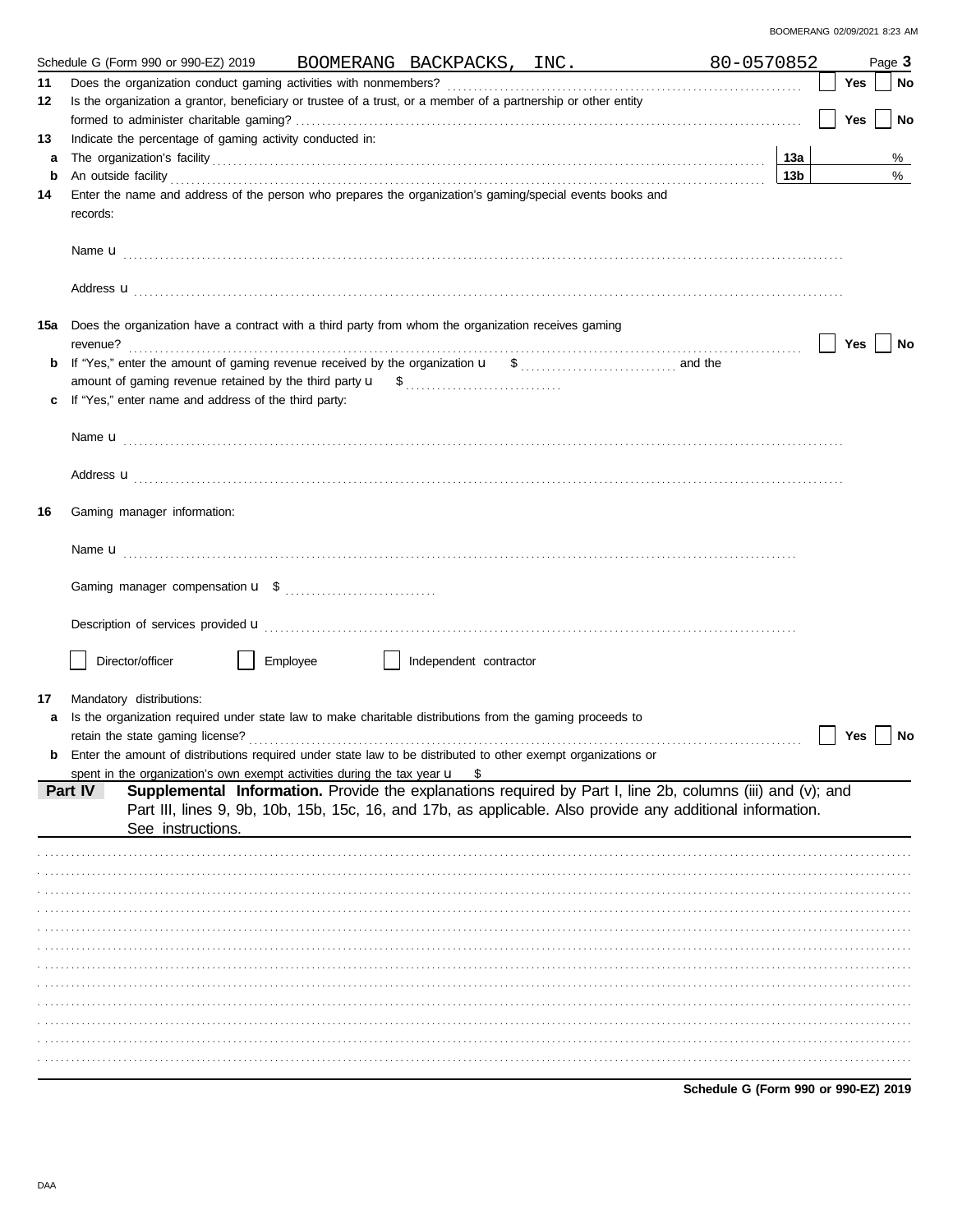Schedule G (Form 990 or 990-EZ) 2019 BOOMERANG BACKPACKS, INC. 80-0570852 Page **3**

**11** Does the organization conduct gaming activities with nonmembers? ☐ Yes ☐ No

**12** Is the organization a grantor, beneficiary or trustee of a trust, or a member of a partnership or other entity formed to administer charitable gaming? ☐ Yes ☐ No

**13** Indicate the percentage of gaming activity conducted in:

**a** The organization's facility **13a** %

**b** An outside facility **13b** %

**14** Enter the name and address of the person who prepares the organization's gaming/special events books and records:

Name u

Address u

**15a** Does the organization have a contract with a third party from whom the organization receives gaming revenue? ☐ Yes ☐ No

**b** If "Yes," enter the amount of gaming revenue received by the organization u $ and the amount of gaming revenue retained by the third party u $

**c** If "Yes," enter name and address of the third party:

Name u

Address u

**16** Gaming manager information:

Name u

Gaming manager compensation u $

Description of services provided u

☐ Director/officer ☐ Employee ☐ Independent contractor

**17** Mandatory distributions:

**a** Is the organization required under state law to make charitable distributions from the gaming proceeds to retain the state gaming license? ☐ Yes ☐ No

**b** Enter the amount of distributions required under state law to be distributed to other exempt organizations or spent in the organization's own exempt activities during the tax year u $

## Part IV Supplemental Information.

Provide the explanations required by Part I, line 2b, columns (iii) and (v); and Part III, lines 9, 9b, 10b, 15b, 15c, 16, and 17b, as applicable. Also provide any additional information. See instructions.

**Schedule G (Form 990 or 990-EZ) 2019**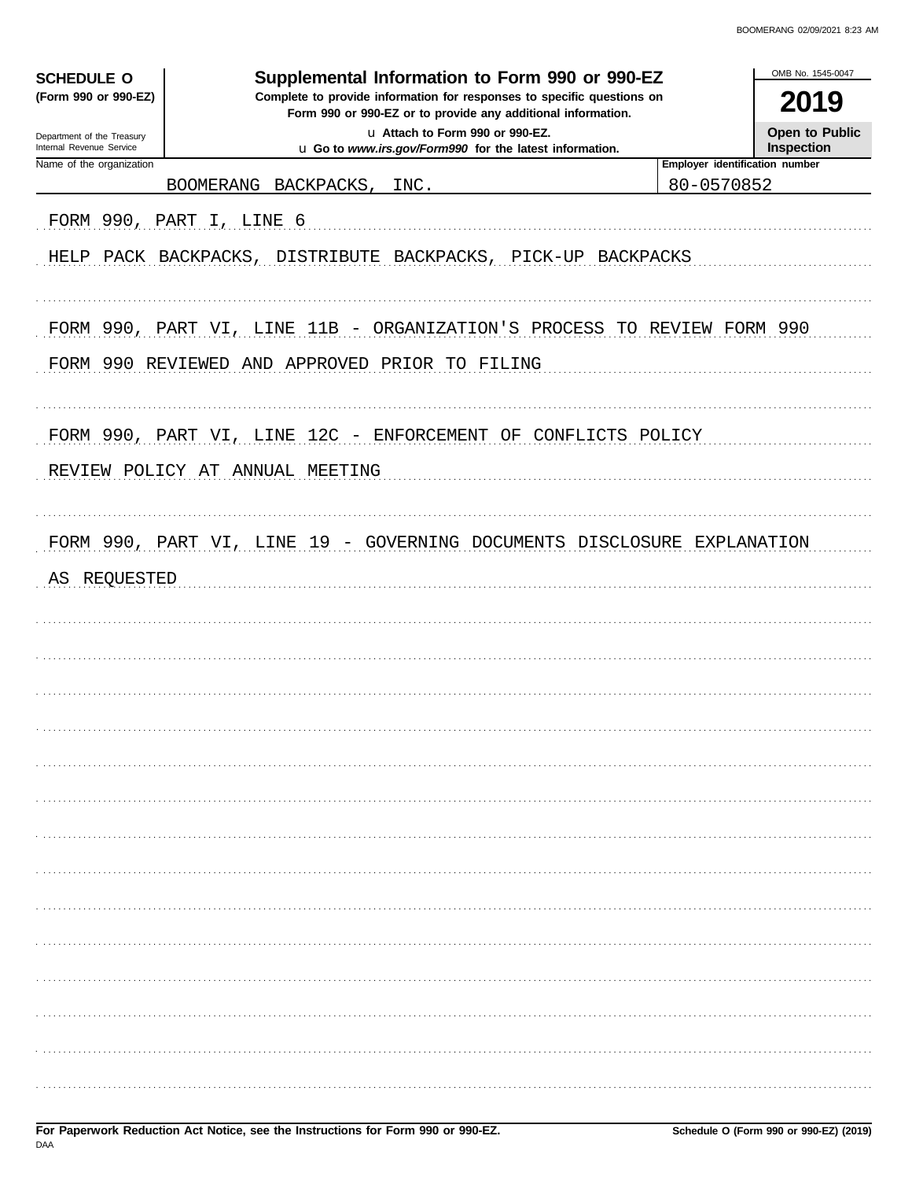**SCHEDULE O (Form 990 or 990-EZ)**

Department of the Treasury
Internal Revenue Service

# Supplemental Information to Form 990 or 990-EZ

**Complete to provide information for responses to specific questions on Form 990 or 990-EZ or to provide any additional information.**

**u Attach to Form 990 or 990-EZ.**

**u Go to *www.irs.gov/Form990* for the latest information.**

OMB No. 1545-0047

**2019**

**Open to Public Inspection**

| Name of the organization | Employer identification number |
|---|---|
| BOOMERANG BACKPACKS, INC. | 80-0570852 |

FORM 990, PART I, LINE 6

HELP PACK BACKPACKS, DISTRIBUTE BACKPACKS, PICK-UP BACKPACKS

FORM 990, PART VI, LINE 11B - ORGANIZATION'S PROCESS TO REVIEW FORM 990

FORM 990 REVIEWED AND APPROVED PRIOR TO FILING

FORM 990, PART VI, LINE 12C - ENFORCEMENT OF CONFLICTS POLICY

REVIEW POLICY AT ANNUAL MEETING

FORM 990, PART VI, LINE 19 - GOVERNING DOCUMENTS DISCLOSURE EXPLANATION

AS REQUESTED

**For Paperwork Reduction Act Notice, see the Instructions for Form 990 or 990-EZ.**

DAA

**Schedule O (Form 990 or 990-EZ) (2019)**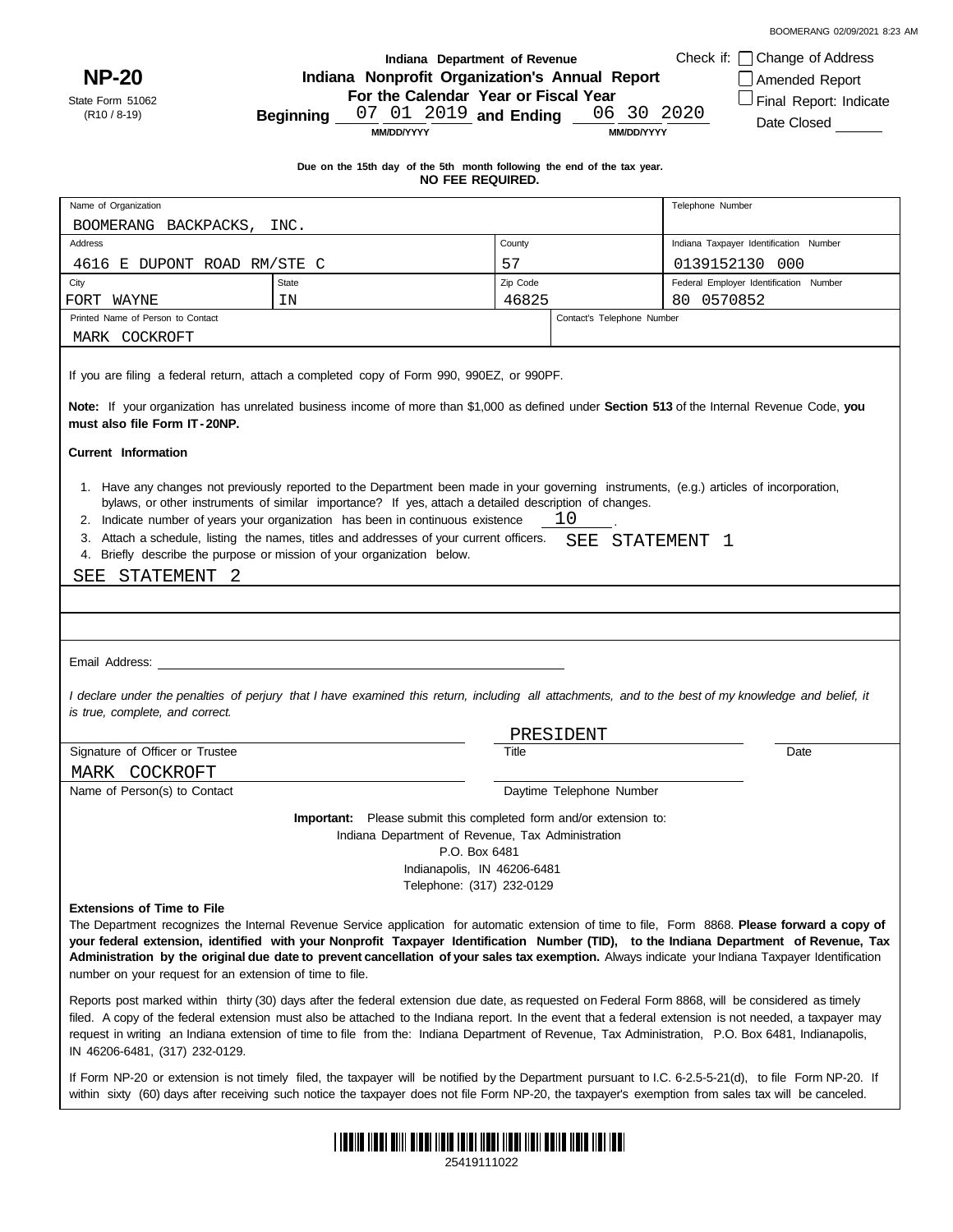BOOMERANG 02/09/2021 8:23 AM

**NP-20**

State Form 51062
(R10 / 8-19)

Indiana Department of Revenue
**Indiana Nonprofit Organization's Annual Report**
**For the Calendar Year or Fiscal Year**
**Beginning** 07 01 2019 **and Ending** 06 30 2020
MM/DD/YYYY MM/DD/YYYY

Check if: ☐ Change of Address
☐ Amended Report
☐ Final Report: Indicate Date Closed ______

**Due on the 15th day of the 5th month following the end of the tax year.**
**NO FEE REQUIRED.**

| Name of Organization | | | | Telephone Number |
|---|---|---|---|---|
| BOOMERANG BACKPACKS, INC. | | | | |
| Address | | County | | Indiana Taxpayer Identification Number |
| 4616 E DUPONT ROAD RM/STE C | | 57 | | 0139152130 000 |
| City | State | Zip Code | | Federal Employer Identification Number |
| FORT WAYNE | IN | 46825 | | 80 0570852 |
| Printed Name of Person to Contact | | | Contact's Telephone Number | |
| MARK COCKROFT | | | | |

If you are filing a federal return, attach a completed copy of Form 990, 990EZ, or 990PF.

**Note:** If your organization has unrelated business income of more than $1,000 as defined under **Section 513** of the Internal Revenue Code, **you must also file Form IT-20NP.**

**Current Information**

1. Have any changes not previously reported to the Department been made in your governing instruments, (e.g.) articles of incorporation, bylaws, or other instruments of similar importance? If yes, attach a detailed description of changes.
2. Indicate number of years your organization has been in continuous existence 10 .
3. Attach a schedule, listing the names, titles and addresses of your current officers. SEE STATEMENT 1
4. Briefly describe the purpose or mission of your organization below.

SEE STATEMENT 2

Email Address: ______________________

*I declare under the penalties of perjury that I have examined this return, including all attachments, and to the best of my knowledge and belief, it is true, complete, and correct.*

| Signature of Officer or Trustee | Title: PRESIDENT | Date |
|---|---|---|
| MARK COCKROFT | | |
| Name of Person(s) to Contact | Daytime Telephone Number | |

**Important:** Please submit this completed form and/or extension to:
Indiana Department of Revenue, Tax Administration
P.O. Box 6481
Indianapolis, IN 46206-6481
Telephone: (317) 232-0129

**Extensions of Time to File**

The Department recognizes the Internal Revenue Service application for automatic extension of time to file, Form 8868. **Please forward a copy of your federal extension, identified with your Nonprofit Taxpayer Identification Number (TID), to the Indiana Department of Revenue, Tax Administration by the original due date to prevent cancellation of your sales tax exemption.** Always indicate your Indiana Taxpayer Identification number on your request for an extension of time to file.

Reports post marked within thirty (30) days after the federal extension due date, as requested on Federal Form 8868, will be considered as timely filed. A copy of the federal extension must also be attached to the Indiana report. In the event that a federal extension is not needed, a taxpayer may request in writing an Indiana extension of time to file from the: Indiana Department of Revenue, Tax Administration, P.O. Box 6481, Indianapolis, IN 46206-6481, (317) 232-0129.

If Form NP-20 or extension is not timely filed, the taxpayer will be notified by the Department pursuant to I.C. 6-2.5-5-21(d), to file Form NP-20. If within sixty (60) days after receiving such notice the taxpayer does not file Form NP-20, the taxpayer's exemption from sales tax will be canceled.

25419111022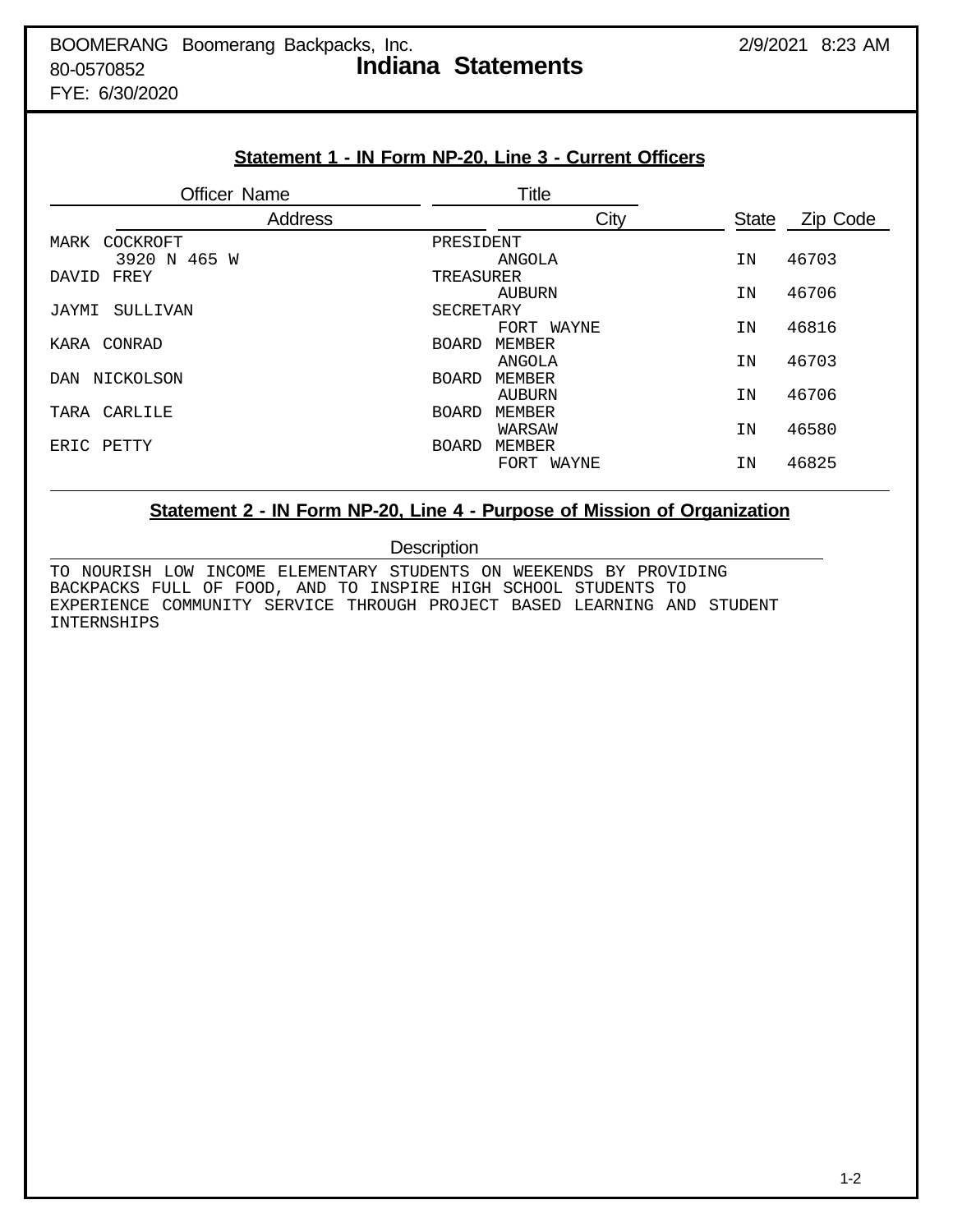BOOMERANG Boomerang Backpacks, Inc.
80-0570852
FYE: 6/30/2020

2/9/2021 8:23 AM

# Indiana Statements

## Statement 1 - IN Form NP-20, Line 3 - Current Officers

| Officer Name / Address | Title / City | State | Zip Code |
|---|---|---|---|
| MARK COCKROFT | PRESIDENT | | |
| 3920 N 465 W | ANGOLA | IN | 46703 |
| DAVID FREY | TREASURER | | |
| | AUBURN | IN | 46706 |
| JAYMI SULLIVAN | SECRETARY | | |
| | FORT WAYNE | IN | 46816 |
| KARA CONRAD | BOARD MEMBER | | |
| | ANGOLA | IN | 46703 |
| DAN NICKOLSON | BOARD MEMBER | | |
| | AUBURN | IN | 46706 |
| TARA CARLILE | BOARD MEMBER | | |
| | WARSAW | IN | 46580 |
| ERIC PETTY | BOARD MEMBER | | |
| | FORT WAYNE | IN | 46825 |

## Statement 2 - IN Form NP-20, Line 4 - Purpose of Mission of Organization

Description

TO NOURISH LOW INCOME ELEMENTARY STUDENTS ON WEEKENDS BY PROVIDING BACKPACKS FULL OF FOOD, AND TO INSPIRE HIGH SCHOOL STUDENTS TO EXPERIENCE COMMUNITY SERVICE THROUGH PROJECT BASED LEARNING AND STUDENT INTERNSHIPS